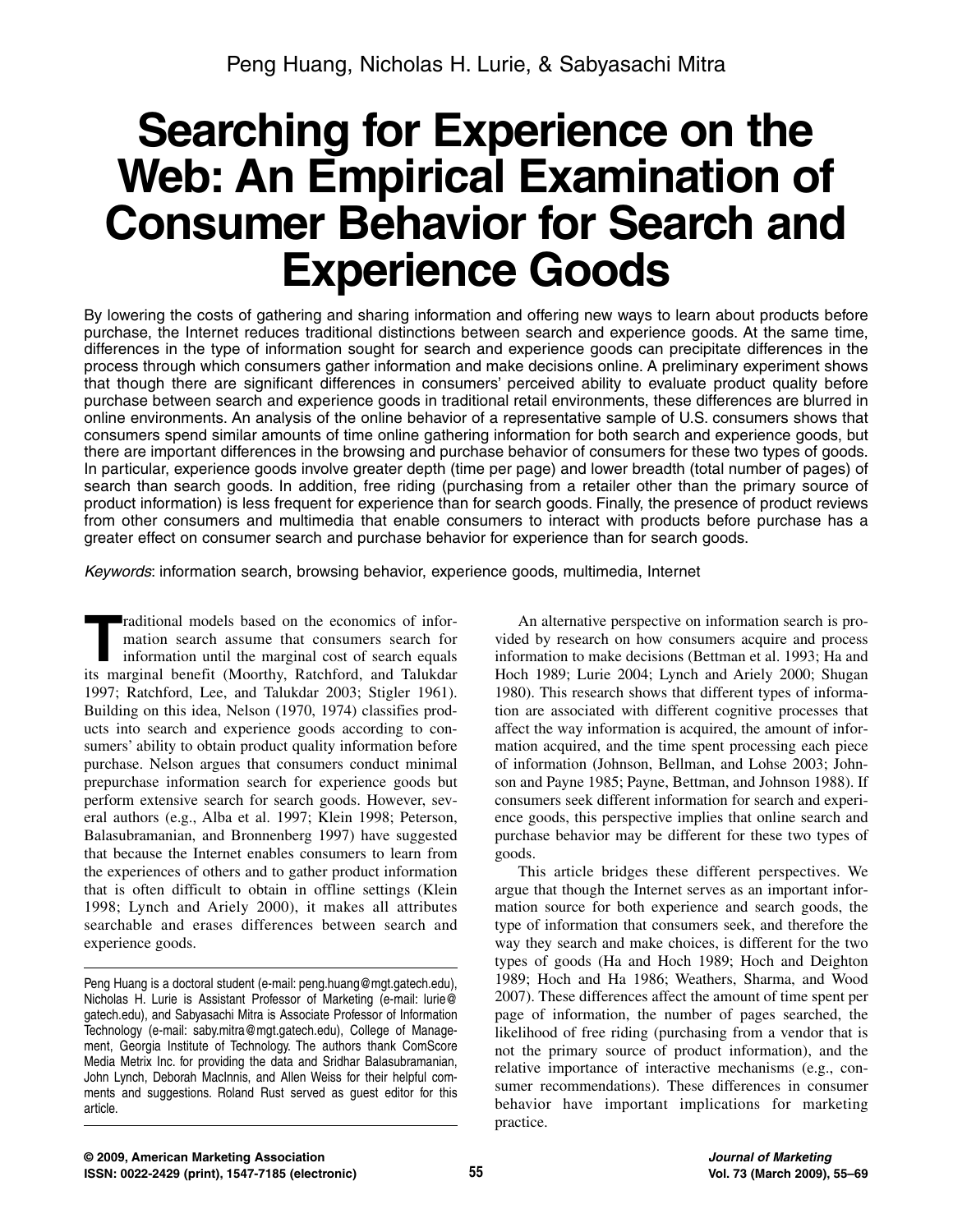Peng Huang, Nicholas H. Lurie, & Sabyasachi Mitra

# Searching for Experience on the Web: An Empirical Examination of Consumer Behavior for Search and Experience Goods

By lowering the costs of gathering and sharing information and offering new ways to learn about products before purchase, the Internet reduces traditional distinctions between search and experience goods. At the same time, differences in the type of information sought for search and experience goods can precipitate differences in the process through which consumers gather information and make decisions online. A preliminary experiment shows that though there are significant differences in consumers' perceived ability to evaluate product quality before purchase between search and experience goods in traditional retail environments, these differences are blurred in online environments. An analysis of the online behavior of a representative sample of U.S. consumers shows that consumers spend similar amounts of time online gathering information for both search and experience goods, but there are important differences in the browsing and purchase behavior of consumers for these two types of goods. In particular, experience goods involve greater depth (time per page) and lower breadth (total number of pages) of search than search goods. In addition, free riding (purchasing from a retailer other than the primary source of product information) is less frequent for experience than for search goods. Finally, the presence of product reviews from other consumers and multimedia that enable consumers to interact with products before purchase has a greater effect on consumer search and purchase behavior for experience than for search goods.

*Keywords*: information search, browsing behavior, experience goods, multimedia, Internet

Traditional models based on the economics of information search assume that consumers search for information until the marginal cost of search equals its marginal benefit (Moorthy, Ratchford, and Talukdar 1997; Ratchford, Lee, and Talukdar 2003; Stigler 1961). Building on this idea, Nelson (1970, 1974) classifies products into search and experience goods according to consumers' ability to obtain product quality information before purchase. Nelson argues that consumers conduct minimal prepurchase information search for experience goods but perform extensive search for search goods. However, several authors (e.g., Alba et al. 1997; Klein 1998; Peterson, Balasubramanian, and Bronnenberg 1997) have suggested that because the Internet enables consumers to learn from the experiences of others and to gather product information that is often difficult to obtain in offline settings (Klein 1998; Lynch and Ariely 2000), it makes all attributes searchable and erases differences between search and experience goods.

Peng Huang is a doctoral student (e-mail: peng.huang@mgt.gatech.edu), Nicholas H. Lurie is Assistant Professor of Marketing (e-mail: lurie@gatech.edu), and Sabyasachi Mitra is Associate Professor of Information Technology (e-mail: saby.mitra@mgt.gatech.edu), College of Management, Georgia Institute of Technology. The authors thank ComScore Media Metrix Inc. for providing the data and Sridhar Balasubramanian, John Lynch, Deborah MacInnis, and Allen Weiss for their helpful comments and suggestions. Roland Rust served as guest editor for this article.

An alternative perspective on information search is provided by research on how consumers acquire and process information to make decisions (Bettman et al. 1993; Ha and Hoch 1989; Lurie 2004; Lynch and Ariely 2000; Shugan 1980). This research shows that different types of information are associated with different cognitive processes that affect the way information is acquired, the amount of information acquired, and the time spent processing each piece of information (Johnson, Bellman, and Lohse 2003; Johnson and Payne 1985; Payne, Bettman, and Johnson 1988). If consumers seek different information for search and experience goods, this perspective implies that online search and purchase behavior may be different for these two types of goods.

This article bridges these different perspectives. We argue that though the Internet serves as an important information source for both experience and search goods, the type of information that consumers seek, and therefore the way they search and make choices, is different for the two types of goods (Ha and Hoch 1989; Hoch and Deighton 1989; Hoch and Ha 1986; Weathers, Sharma, and Wood 2007). These differences affect the amount of time spent per page of information, the number of pages searched, the likelihood of free riding (purchasing from a vendor that is not the primary source of product information), and the relative importance of interactive mechanisms (e.g., consumer recommendations). These differences in consumer behavior have important implications for marketing practice.

**© 2009, American Marketing Association**
**ISSN: 0022-2429 (print), 1547-7185 (electronic)**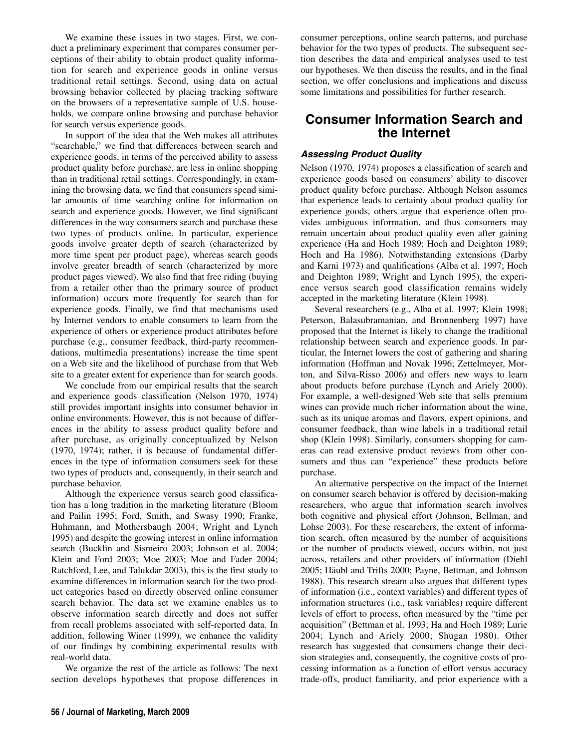We examine these issues in two stages. First, we conduct a preliminary experiment that compares consumer perceptions of their ability to obtain product quality information for search and experience goods in online versus traditional retail settings. Second, using data on actual browsing behavior collected by placing tracking software on the browsers of a representative sample of U.S. households, we compare online browsing and purchase behavior for search versus experience goods.

In support of the idea that the Web makes all attributes "searchable," we find that differences between search and experience goods, in terms of the perceived ability to assess product quality before purchase, are less in online shopping than in traditional retail settings. Correspondingly, in examining the browsing data, we find that consumers spend similar amounts of time searching online for information on search and experience goods. However, we find significant differences in the way consumers search and purchase these two types of products online. In particular, experience goods involve greater depth of search (characterized by more time spent per product page), whereas search goods involve greater breadth of search (characterized by more product pages viewed). We also find that free riding (buying from a retailer other than the primary source of product information) occurs more frequently for search than for experience goods. Finally, we find that mechanisms used by Internet vendors to enable consumers to learn from the experience of others or experience product attributes before purchase (e.g., consumer feedback, third-party recommendations, multimedia presentations) increase the time spent on a Web site and the likelihood of purchase from that Web site to a greater extent for experience than for search goods.

We conclude from our empirical results that the search and experience goods classification (Nelson 1970, 1974) still provides important insights into consumer behavior in online environments. However, this is not because of differences in the ability to assess product quality before and after purchase, as originally conceptualized by Nelson (1970, 1974); rather, it is because of fundamental differences in the type of information consumers seek for these two types of products and, consequently, in their search and purchase behavior.

Although the experience versus search good classification has a long tradition in the marketing literature (Bloom and Pailin 1995; Ford, Smith, and Swasy 1990; Franke, Huhmann, and Mothersbaugh 2004; Wright and Lynch 1995) and despite the growing interest in online information search (Bucklin and Sismeiro 2003; Johnson et al. 2004; Klein and Ford 2003; Moe 2003; Moe and Fader 2004; Ratchford, Lee, and Talukdar 2003), this is the first study to examine differences in information search for the two product categories based on directly observed online consumer search behavior. The data set we examine enables us to observe information search directly and does not suffer from recall problems associated with self-reported data. In addition, following Winer (1999), we enhance the validity of our findings by combining experimental results with real-world data.

We organize the rest of the article as follows: The next section develops hypotheses that propose differences in consumer perceptions, online search patterns, and purchase behavior for the two types of products. The subsequent section describes the data and empirical analyses used to test our hypotheses. We then discuss the results, and in the final section, we offer conclusions and implications and discuss some limitations and possibilities for further research.

## Consumer Information Search and the Internet

### *Assessing Product Quality*

Nelson (1970, 1974) proposes a classification of search and experience goods based on consumers' ability to discover product quality before purchase. Although Nelson assumes that experience leads to certainty about product quality for experience goods, others argue that experience often provides ambiguous information, and thus consumers may remain uncertain about product quality even after gaining experience (Ha and Hoch 1989; Hoch and Deighton 1989; Hoch and Ha 1986). Notwithstanding extensions (Darby and Karni 1973) and qualifications (Alba et al. 1997; Hoch and Deighton 1989; Wright and Lynch 1995), the experience versus search good classification remains widely accepted in the marketing literature (Klein 1998).

Several researchers (e.g., Alba et al. 1997; Klein 1998; Peterson, Balasubramanian, and Bronnenberg 1997) have proposed that the Internet is likely to change the traditional relationship between search and experience goods. In particular, the Internet lowers the cost of gathering and sharing information (Hoffman and Novak 1996; Zettelmeyer, Morton, and Silva-Risso 2006) and offers new ways to learn about products before purchase (Lynch and Ariely 2000). For example, a well-designed Web site that sells premium wines can provide much richer information about the wine, such as its unique aromas and flavors, expert opinions, and consumer feedback, than wine labels in a traditional retail shop (Klein 1998). Similarly, consumers shopping for cameras can read extensive product reviews from other consumers and thus can "experience" these products before purchase.

An alternative perspective on the impact of the Internet on consumer search behavior is offered by decision-making researchers, who argue that information search involves both cognitive and physical effort (Johnson, Bellman, and Lohse 2003). For these researchers, the extent of information search, often measured by the number of acquisitions or the number of products viewed, occurs within, not just across, retailers and other providers of information (Diehl 2005; Häubl and Trifts 2000; Payne, Bettman, and Johnson 1988). This research stream also argues that different types of information (i.e., context variables) and different types of information structures (i.e., task variables) require different levels of effort to process, often measured by the "time per acquisition" (Bettman et al. 1993; Ha and Hoch 1989; Lurie 2004; Lynch and Ariely 2000; Shugan 1980). Other research has suggested that consumers change their decision strategies and, consequently, the cognitive costs of processing information as a function of effort versus accuracy trade-offs, product familiarity, and prior experience with a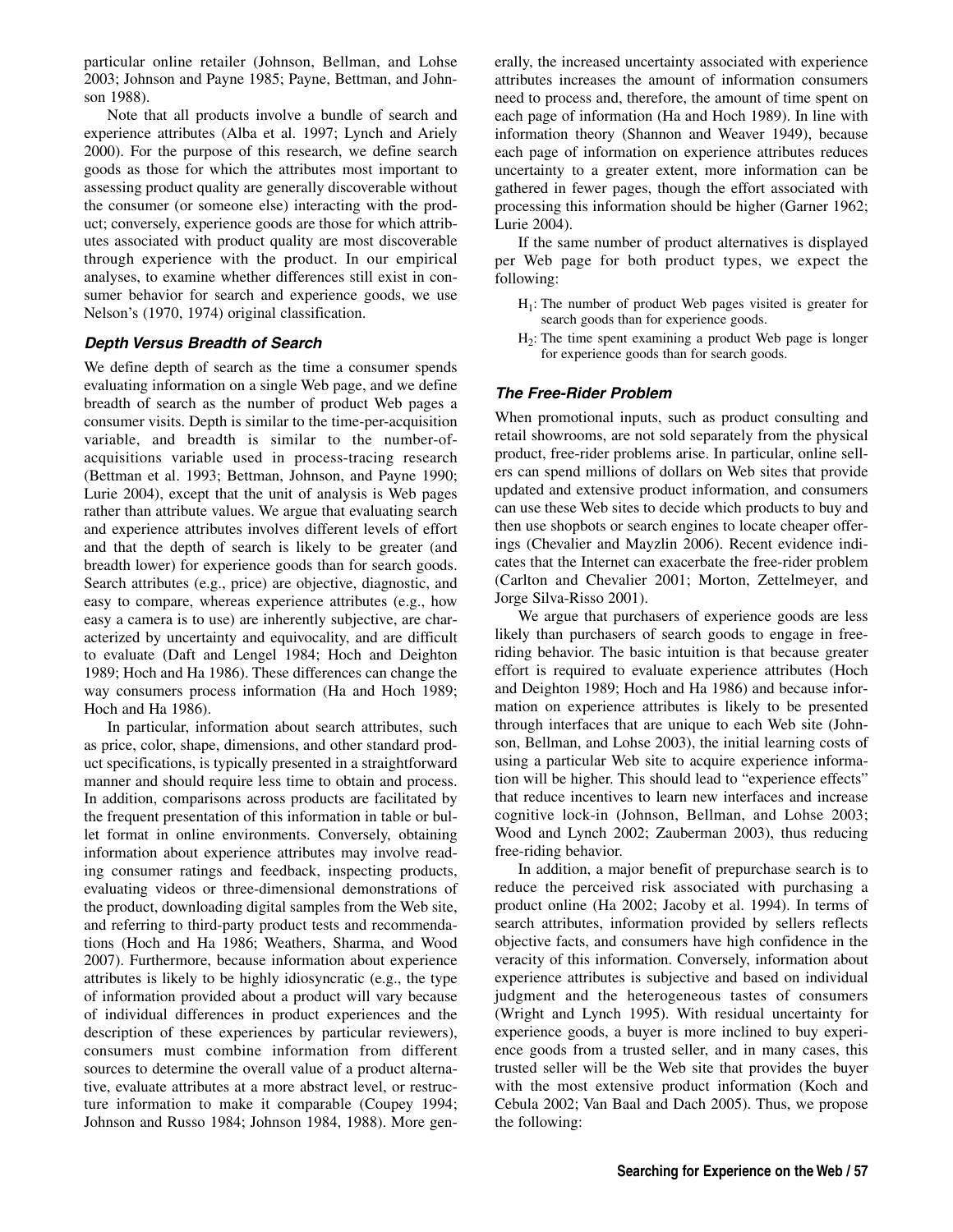particular online retailer (Johnson, Bellman, and Lohse 2003; Johnson and Payne 1985; Payne, Bettman, and Johnson 1988).

Note that all products involve a bundle of search and experience attributes (Alba et al. 1997; Lynch and Ariely 2000). For the purpose of this research, we define search goods as those for which the attributes most important to assessing product quality are generally discoverable without the consumer (or someone else) interacting with the product; conversely, experience goods are those for which attributes associated with product quality are most discoverable through experience with the product. In our empirical analyses, to examine whether differences still exist in consumer behavior for search and experience goods, we use Nelson's (1970, 1974) original classification.

### *Depth Versus Breadth of Search*

We define depth of search as the time a consumer spends evaluating information on a single Web page, and we define breadth of search as the number of product Web pages a consumer visits. Depth is similar to the time-per-acquisition variable, and breadth is similar to the number-of-acquisitions variable used in process-tracing research (Bettman et al. 1993; Bettman, Johnson, and Payne 1990; Lurie 2004), except that the unit of analysis is Web pages rather than attribute values. We argue that evaluating search and experience attributes involves different levels of effort and that the depth of search is likely to be greater (and breadth lower) for experience goods than for search goods. Search attributes (e.g., price) are objective, diagnostic, and easy to compare, whereas experience attributes (e.g., how easy a camera is to use) are inherently subjective, are characterized by uncertainty and equivocality, and are difficult to evaluate (Daft and Lengel 1984; Hoch and Deighton 1989; Hoch and Ha 1986). These differences can change the way consumers process information (Ha and Hoch 1989; Hoch and Ha 1986).

In particular, information about search attributes, such as price, color, shape, dimensions, and other standard product specifications, is typically presented in a straightforward manner and should require less time to obtain and process. In addition, comparisons across products are facilitated by the frequent presentation of this information in table or bullet format in online environments. Conversely, obtaining information about experience attributes may involve reading consumer ratings and feedback, inspecting products, evaluating videos or three-dimensional demonstrations of the product, downloading digital samples from the Web site, and referring to third-party product tests and recommendations (Hoch and Ha 1986; Weathers, Sharma, and Wood 2007). Furthermore, because information about experience attributes is likely to be highly idiosyncratic (e.g., the type of information provided about a product will vary because of individual differences in product experiences and the description of these experiences by particular reviewers), consumers must combine information from different sources to determine the overall value of a product alternative, evaluate attributes at a more abstract level, or restructure information to make it comparable (Coupey 1994; Johnson and Russo 1984; Johnson 1984, 1988). More generally, the increased uncertainty associated with experience attributes increases the amount of information consumers need to process and, therefore, the amount of time spent on each page of information (Ha and Hoch 1989). In line with information theory (Shannon and Weaver 1949), because each page of information on experience attributes reduces uncertainty to a greater extent, more information can be gathered in fewer pages, though the effort associated with processing this information should be higher (Garner 1962; Lurie 2004).

If the same number of product alternatives is displayed per Web page for both product types, we expect the following:

- $H_1$: The number of product Web pages visited is greater for search goods than for experience goods.
- $H_2$: The time spent examining a product Web page is longer for experience goods than for search goods.

### *The Free-Rider Problem*

When promotional inputs, such as product consulting and retail showrooms, are not sold separately from the physical product, free-rider problems arise. In particular, online sellers can spend millions of dollars on Web sites that provide updated and extensive product information, and consumers can use these Web sites to decide which products to buy and then use shopbots or search engines to locate cheaper offerings (Chevalier and Mayzlin 2006). Recent evidence indicates that the Internet can exacerbate the free-rider problem (Carlton and Chevalier 2001; Morton, Zettelmeyer, and Jorge Silva-Risso 2001).

We argue that purchasers of experience goods are less likely than purchasers of search goods to engage in free-riding behavior. The basic intuition is that because greater effort is required to evaluate experience attributes (Hoch and Deighton 1989; Hoch and Ha 1986) and because information on experience attributes is likely to be presented through interfaces that are unique to each Web site (Johnson, Bellman, and Lohse 2003), the initial learning costs of using a particular Web site to acquire experience information will be higher. This should lead to "experience effects" that reduce incentives to learn new interfaces and increase cognitive lock-in (Johnson, Bellman, and Lohse 2003; Wood and Lynch 2002; Zauberman 2003), thus reducing free-riding behavior.

In addition, a major benefit of prepurchase search is to reduce the perceived risk associated with purchasing a product online (Ha 2002; Jacoby et al. 1994). In terms of search attributes, information provided by sellers reflects objective facts, and consumers have high confidence in the veracity of this information. Conversely, information about experience attributes is subjective and based on individual judgment and the heterogeneous tastes of consumers (Wright and Lynch 1995). With residual uncertainty for experience goods, a buyer is more inclined to buy experience goods from a trusted seller, and in many cases, this trusted seller will be the Web site that provides the buyer with the most extensive product information (Koch and Cebula 2002; Van Baal and Dach 2005). Thus, we propose the following: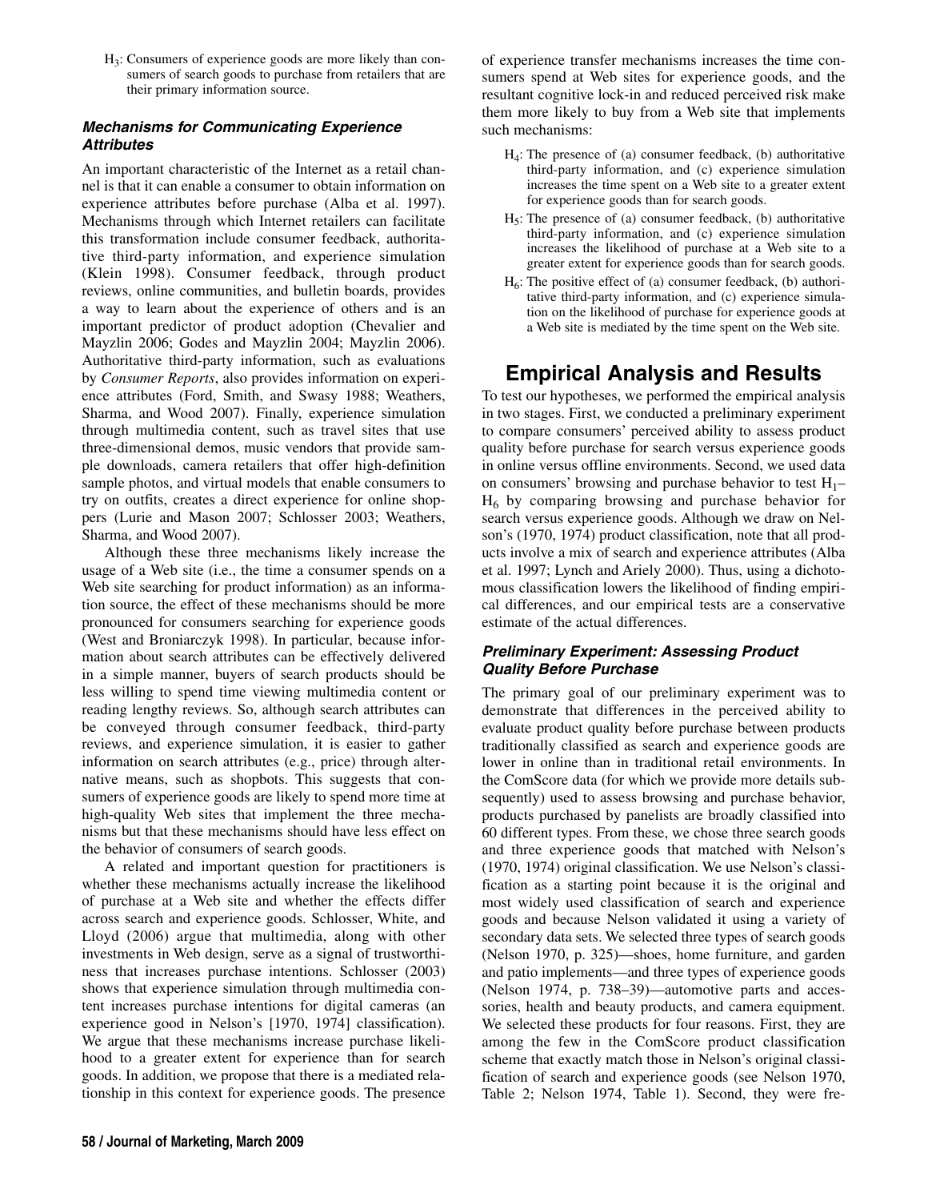$H_3$: Consumers of experience goods are more likely than consumers of search goods to purchase from retailers that are their primary information source.

### *Mechanisms for Communicating Experience Attributes*

An important characteristic of the Internet as a retail channel is that it can enable a consumer to obtain information on experience attributes before purchase (Alba et al. 1997). Mechanisms through which Internet retailers can facilitate this transformation include consumer feedback, authoritative third-party information, and experience simulation (Klein 1998). Consumer feedback, through product reviews, online communities, and bulletin boards, provides a way to learn about the experience of others and is an important predictor of product adoption (Chevalier and Mayzlin 2006; Godes and Mayzlin 2004; Mayzlin 2006). Authoritative third-party information, such as evaluations by *Consumer Reports*, also provides information on experience attributes (Ford, Smith, and Swasy 1988; Weathers, Sharma, and Wood 2007). Finally, experience simulation through multimedia content, such as travel sites that use three-dimensional demos, music vendors that provide sample downloads, camera retailers that offer high-definition sample photos, and virtual models that enable consumers to try on outfits, creates a direct experience for online shoppers (Lurie and Mason 2007; Schlosser 2003; Weathers, Sharma, and Wood 2007).

Although these three mechanisms likely increase the usage of a Web site (i.e., the time a consumer spends on a Web site searching for product information) as an information source, the effect of these mechanisms should be more pronounced for consumers searching for experience goods (West and Broniarczyk 1998). In particular, because information about search attributes can be effectively delivered in a simple manner, buyers of search products should be less willing to spend time viewing multimedia content or reading lengthy reviews. So, although search attributes can be conveyed through consumer feedback, third-party reviews, and experience simulation, it is easier to gather information on search attributes (e.g., price) through alternative means, such as shopbots. This suggests that consumers of experience goods are likely to spend more time at high-quality Web sites that implement the three mechanisms but that these mechanisms should have less effect on the behavior of consumers of search goods.

A related and important question for practitioners is whether these mechanisms actually increase the likelihood of purchase at a Web site and whether the effects differ across search and experience goods. Schlosser, White, and Lloyd (2006) argue that multimedia, along with other investments in Web design, serve as a signal of trustworthiness that increases purchase intentions. Schlosser (2003) shows that experience simulation through multimedia content increases purchase intentions for digital cameras (an experience good in Nelson's [1970, 1974] classification). We argue that these mechanisms increase purchase likelihood to a greater extent for experience than for search goods. In addition, we propose that there is a mediated relationship in this context for experience goods. The presence of experience transfer mechanisms increases the time consumers spend at Web sites for experience goods, and the resultant cognitive lock-in and reduced perceived risk make them more likely to buy from a Web site that implements such mechanisms:

$H_4$: The presence of (a) consumer feedback, (b) authoritative third-party information, and (c) experience simulation increases the time spent on a Web site to a greater extent for experience goods than for search goods.

$H_5$: The presence of (a) consumer feedback, (b) authoritative third-party information, and (c) experience simulation increases the likelihood of purchase at a Web site to a greater extent for experience goods than for search goods.

$H_6$: The positive effect of (a) consumer feedback, (b) authoritative third-party information, and (c) experience simulation on the likelihood of purchase for experience goods at a Web site is mediated by the time spent on the Web site.

# Empirical Analysis and Results

To test our hypotheses, we performed the empirical analysis in two stages. First, we conducted a preliminary experiment to compare consumers' perceived ability to assess product quality before purchase for search versus experience goods in online versus offline environments. Second, we used data on consumers' browsing and purchase behavior to test $H_1$–$H_6$ by comparing browsing and purchase behavior for search versus experience goods. Although we draw on Nelson's (1970, 1974) product classification, note that all products involve a mix of search and experience attributes (Alba et al. 1997; Lynch and Ariely 2000). Thus, using a dichotomous classification lowers the likelihood of finding empirical differences, and our empirical tests are a conservative estimate of the actual differences.

### *Preliminary Experiment: Assessing Product Quality Before Purchase*

The primary goal of our preliminary experiment was to demonstrate that differences in the perceived ability to evaluate product quality before purchase between products traditionally classified as search and experience goods are lower in online than in traditional retail environments. In the ComScore data (for which we provide more details subsequently) used to assess browsing and purchase behavior, products purchased by panelists are broadly classified into 60 different types. From these, we chose three search goods and three experience goods that matched with Nelson's (1970, 1974) original classification. We use Nelson's classification as a starting point because it is the original and most widely used classification of search and experience goods and because Nelson validated it using a variety of secondary data sets. We selected three types of search goods (Nelson 1970, p. 325)—shoes, home furniture, and garden and patio implements—and three types of experience goods (Nelson 1974, p. 738–39)—automotive parts and accessories, health and beauty products, and camera equipment. We selected these products for four reasons. First, they are among the few in the ComScore product classification scheme that exactly match those in Nelson's original classification of search and experience goods (see Nelson 1970, Table 2; Nelson 1974, Table 1). Second, they were fre-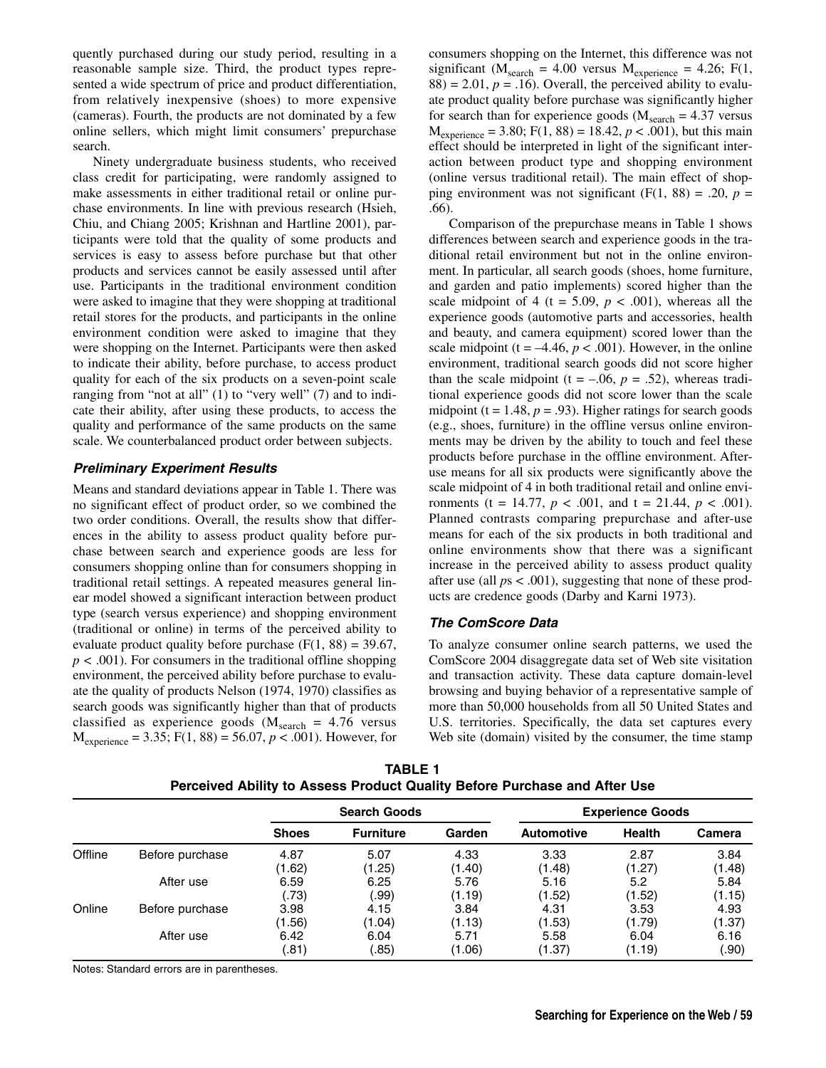quently purchased during our study period, resulting in a reasonable sample size. Third, the product types represented a wide spectrum of price and product differentiation, from relatively inexpensive (shoes) to more expensive (cameras). Fourth, the products are not dominated by a few online sellers, which might limit consumers' prepurchase search.

Ninety undergraduate business students, who received class credit for participating, were randomly assigned to make assessments in either traditional retail or online purchase environments. In line with previous research (Hsieh, Chiu, and Chiang 2005; Krishnan and Hartline 2001), participants were told that the quality of some products and services is easy to assess before purchase but that other products and services cannot be easily assessed until after use. Participants in the traditional environment condition were asked to imagine that they were shopping at traditional retail stores for the products, and participants in the online environment condition were asked to imagine that they were shopping on the Internet. Participants were then asked to indicate their ability, before purchase, to access product quality for each of the six products on a seven-point scale ranging from "not at all" (1) to "very well" (7) and to indicate their ability, after using these products, to access the quality and performance of the same products on the same scale. We counterbalanced product order between subjects.

### *Preliminary Experiment Results*

Means and standard deviations appear in Table 1. There was no significant effect of product order, so we combined the two order conditions. Overall, the results show that differences in the ability to assess product quality before purchase between search and experience goods are less for consumers shopping online than for consumers shopping in traditional retail settings. A repeated measures general linear model showed a significant interaction between product type (search versus experience) and shopping environment (traditional or online) in terms of the perceived ability to evaluate product quality before purchase ($F(1, 88) = 39.67$, $p < .001$). For consumers in the traditional offline shopping environment, the perceived ability before purchase to evaluate the quality of products Nelson (1974, 1970) classifies as search goods was significantly higher than that of products classified as experience goods ($M_{search} = 4.76$ versus $M_{experience} = 3.35$; $F(1, 88) = 56.07$, $p < .001$). However, for consumers shopping on the Internet, this difference was not significant ($M_{search} = 4.00$ versus $M_{experience} = 4.26$; $F(1, 88) = 2.01$, $p = .16$). Overall, the perceived ability to evaluate product quality before purchase was significantly higher for search than for experience goods ($M_{search} = 4.37$ versus $M_{experience} = 3.80$; $F(1, 88) = 18.42$, $p < .001$), but this main effect should be interpreted in light of the significant interaction between product type and shopping environment (online versus traditional retail). The main effect of shopping environment was not significant ($F(1, 88) = .20$, $p = .66$).

Comparison of the prepurchase means in Table 1 shows differences between search and experience goods in the traditional retail environment but not in the online environment. In particular, all search goods (shoes, home furniture, and garden and patio implements) scored higher than the scale midpoint of 4 ($t = 5.09$, $p < .001$), whereas all the experience goods (automotive parts and accessories, health and beauty, and camera equipment) scored lower than the scale midpoint ($t = -4.46$, $p < .001$). However, in the online environment, traditional search goods did not score higher than the scale midpoint ($t = -.06$, $p = .52$), whereas traditional experience goods did not score lower than the scale midpoint ($t = 1.48$, $p = .93$). Higher ratings for search goods (e.g., shoes, furniture) in the offline versus online environments may be driven by the ability to touch and feel these products before purchase in the offline environment. After-use means for all six products were significantly above the scale midpoint of 4 in both traditional retail and online environments ($t = 14.77$, $p < .001$, and $t = 21.44$, $p < .001$). Planned contrasts comparing prepurchase and after-use means for each of the six products in both traditional and online environments show that there was a significant increase in the perceived ability to assess product quality after use (all $p$s $< .001$), suggesting that none of these products are credence goods (Darby and Karni 1973).

### *The ComScore Data*

To analyze consumer online search patterns, we used the ComScore 2004 disaggregate data set of Web site visitation and transaction activity. These data capture domain-level browsing and buying behavior of a representative sample of more than 50,000 households from all 50 United States and U.S. territories. Specifically, the data set captures every Web site (domain) visited by the consumer, the time stamp

**TABLE 1**
**Perceived Ability to Assess Product Quality Before Purchase and After Use**

| | | Search Goods | | | Experience Goods | | |
|---|---|---|---|---|---|---|---|
| | | **Shoes** | **Furniture** | **Garden** | **Automotive** | **Health** | **Camera** |
| Offline | Before purchase | 4.87 (1.62) | 5.07 (1.25) | 4.33 (1.40) | 3.33 (1.48) | 2.87 (1.27) | 3.84 (1.48) |
| | After use | 6.59 (.73) | 6.25 (.99) | 5.76 (1.19) | 5.16 (1.52) | 5.2 (1.52) | 5.84 (1.15) |
| Online | Before purchase | 3.98 (1.56) | 4.15 (1.04) | 3.84 (1.13) | 4.31 (1.53) | 3.53 (1.79) | 4.93 (1.37) |
| | After use | 6.42 (.81) | 6.04 (.85) | 5.71 (1.06) | 5.58 (1.37) | 6.04 (1.19) | 6.16 (.90) |

Notes: Standard errors are in parentheses.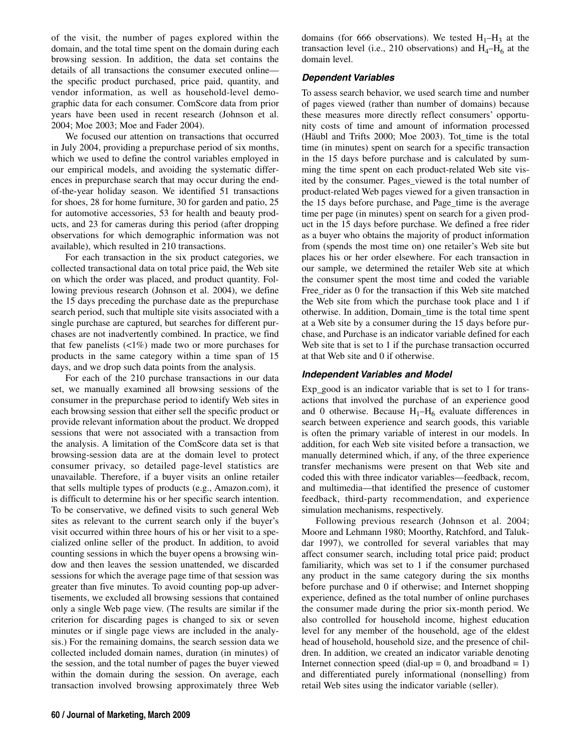of the visit, the number of pages explored within the domain, and the total time spent on the domain during each browsing session. In addition, the data set contains the details of all transactions the consumer executed online—the specific product purchased, price paid, quantity, and vendor information, as well as household-level demographic data for each consumer. ComScore data from prior years have been used in recent research (Johnson et al. 2004; Moe 2003; Moe and Fader 2004).

We focused our attention on transactions that occurred in July 2004, providing a prepurchase period of six months, which we used to define the control variables employed in our empirical models, and avoiding the systematic differences in prepurchase search that may occur during the end-of-the-year holiday season. We identified 51 transactions for shoes, 28 for home furniture, 30 for garden and patio, 25 for automotive accessories, 53 for health and beauty products, and 23 for cameras during this period (after dropping observations for which demographic information was not available), which resulted in 210 transactions.

For each transaction in the six product categories, we collected transactional data on total price paid, the Web site on which the order was placed, and product quantity. Following previous research (Johnson et al. 2004), we define the 15 days preceding the purchase date as the prepurchase search period, such that multiple site visits associated with a single purchase are captured, but searches for different purchases are not inadvertently combined. In practice, we find that few panelists (<1%) made two or more purchases for products in the same category within a time span of 15 days, and we drop such data points from the analysis.

For each of the 210 purchase transactions in our data set, we manually examined all browsing sessions of the consumer in the prepurchase period to identify Web sites in each browsing session that either sell the specific product or provide relevant information about the product. We dropped sessions that were not associated with a transaction from the analysis. A limitation of the ComScore data set is that browsing-session data are at the domain level to protect consumer privacy, so detailed page-level statistics are unavailable. Therefore, if a buyer visits an online retailer that sells multiple types of products (e.g., Amazon.com), it is difficult to determine his or her specific search intention. To be conservative, we defined visits to such general Web sites as relevant to the current search only if the buyer's visit occurred within three hours of his or her visit to a specialized online seller of the product. In addition, to avoid counting sessions in which the buyer opens a browsing window and then leaves the session unattended, we discarded sessions for which the average page time of that session was greater than five minutes. To avoid counting pop-up advertisements, we excluded all browsing sessions that contained only a single Web page view. (The results are similar if the criterion for discarding pages is changed to six or seven minutes or if single page views are included in the analysis.) For the remaining domains, the search session data we collected included domain names, duration (in minutes) of the session, and the total number of pages the buyer viewed within the domain during the session. On average, each transaction involved browsing approximately three Web domains (for 666 observations). We tested $H_1$–$H_3$ at the transaction level (i.e., 210 observations) and $H_4$–$H_6$ at the domain level.

### *Dependent Variables*

To assess search behavior, we used search time and number of pages viewed (rather than number of domains) because these measures more directly reflect consumers' opportunity costs of time and amount of information processed (Häubl and Trifts 2000; Moe 2003). Tot_time is the total time (in minutes) spent on search for a specific transaction in the 15 days before purchase and is calculated by summing the time spent on each product-related Web site visited by the consumer. Pages_viewed is the total number of product-related Web pages viewed for a given transaction in the 15 days before purchase, and Page_time is the average time per page (in minutes) spent on search for a given product in the 15 days before purchase. We defined a free rider as a buyer who obtains the majority of product information from (spends the most time on) one retailer's Web site but places his or her order elsewhere. For each transaction in our sample, we determined the retailer Web site at which the consumer spent the most time and coded the variable Free_rider as 0 for the transaction if this Web site matched the Web site from which the purchase took place and 1 if otherwise. In addition, Domain_time is the total time spent at a Web site by a consumer during the 15 days before purchase, and Purchase is an indicator variable defined for each Web site that is set to 1 if the purchase transaction occurred at that Web site and 0 if otherwise.

### *Independent Variables and Model*

Exp_good is an indicator variable that is set to 1 for transactions that involved the purchase of an experience good and 0 otherwise. Because $H_1$–$H_6$ evaluate differences in search between experience and search goods, this variable is often the primary variable of interest in our models. In addition, for each Web site visited before a transaction, we manually determined which, if any, of the three experience transfer mechanisms were present on that Web site and coded this with three indicator variables—feedback, recom, and multimedia—that identified the presence of customer feedback, third-party recommendation, and experience simulation mechanisms, respectively.

Following previous research (Johnson et al. 2004; Moore and Lehmann 1980; Moorthy, Ratchford, and Talukdar 1997), we controlled for several variables that may affect consumer search, including total price paid; product familiarity, which was set to 1 if the consumer purchased any product in the same category during the six months before purchase and 0 if otherwise; and Internet shopping experience, defined as the total number of online purchases the consumer made during the prior six-month period. We also controlled for household income, highest education level for any member of the household, age of the eldest head of household, household size, and the presence of children. In addition, we created an indicator variable denoting Internet connection speed (dial-up = 0, and broadband = 1) and differentiated purely informational (nonselling) from retail Web sites using the indicator variable (seller).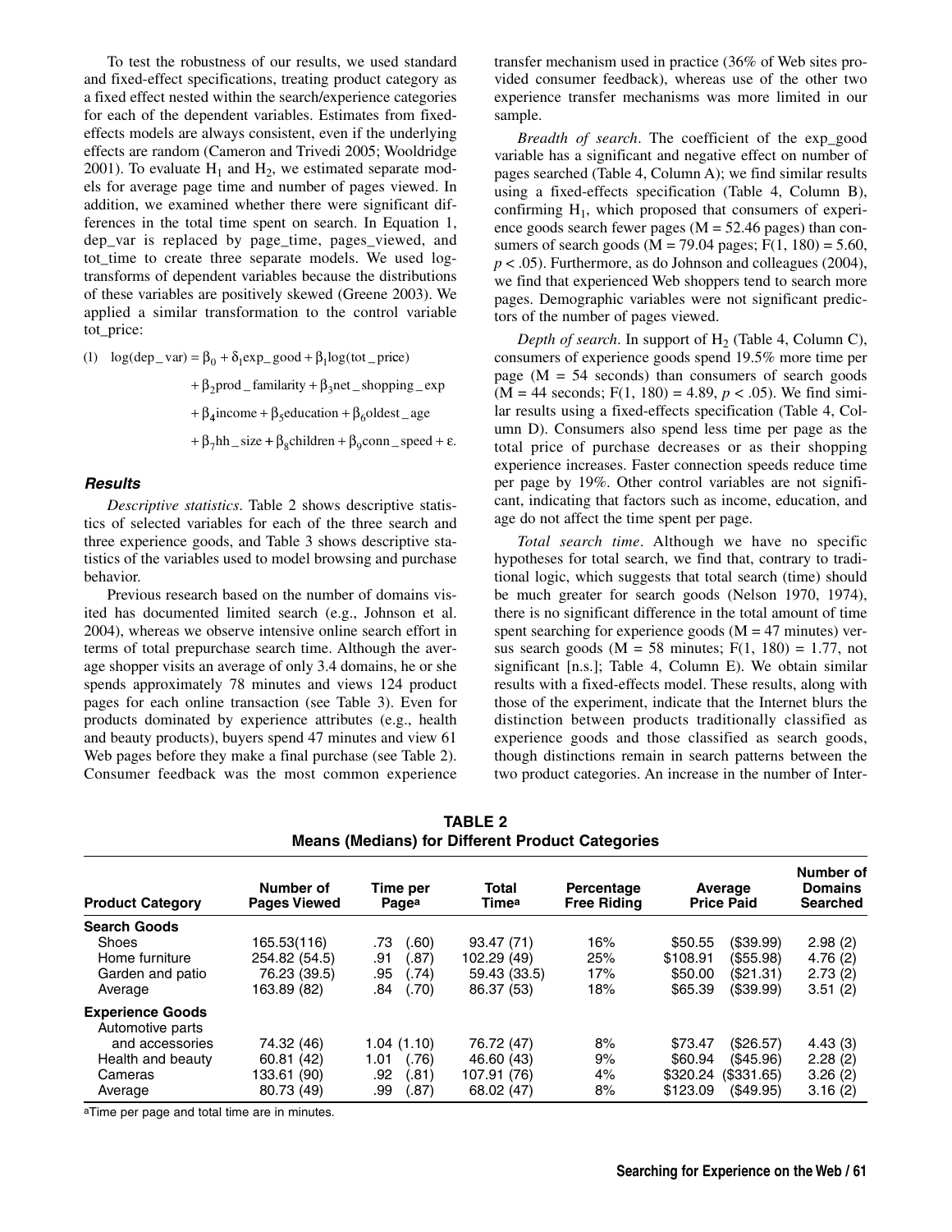To test the robustness of our results, we used standard and fixed-effect specifications, treating product category as a fixed effect nested within the search/experience categories for each of the dependent variables. Estimates from fixed-effects models are always consistent, even if the underlying effects are random (Cameron and Trivedi 2005; Wooldridge 2001). To evaluate $H_1$ and $H_2$, we estimated separate models for average page time and number of pages viewed. In addition, we examined whether there were significant differences in the total time spent on search. In Equation 1, dep_var is replaced by page_time, pages_viewed, and tot_time to create three separate models. We used log-transforms of dependent variables because the distributions of these variables are positively skewed (Greene 2003). We applied a similar transformation to the control variable tot_price:

$$(1)\quad \log(\text{dep\_var}) = \beta_0 + \delta_1\text{exp\_good} + \beta_1\log(\text{tot\_price}) + \beta_2\text{prod\_familarity} + \beta_3\text{net\_shopping\_exp} + \beta_4\text{income} + \beta_5\text{education} + \beta_6\text{oldest\_age} + \beta_7\text{hh\_size} + \beta_8\text{children} + \beta_9\text{conn\_speed} + \varepsilon.$$

### Results

*Descriptive statistics*. Table 2 shows descriptive statistics of selected variables for each of the three search and three experience goods, and Table 3 shows descriptive statistics of the variables used to model browsing and purchase behavior.

Previous research based on the number of domains visited has documented limited search (e.g., Johnson et al. 2004), whereas we observe intensive online search effort in terms of total prepurchase search time. Although the average shopper visits an average of only 3.4 domains, he or she spends approximately 78 minutes and views 124 product pages for each online transaction (see Table 3). Even for products dominated by experience attributes (e.g., health and beauty products), buyers spend 47 minutes and view 61 Web pages before they make a final purchase (see Table 2). Consumer feedback was the most common experience transfer mechanism used in practice (36% of Web sites provided consumer feedback), whereas use of the other two experience transfer mechanisms was more limited in our sample.

*Breadth of search*. The coefficient of the exp_good variable has a significant and negative effect on number of pages searched (Table 4, Column A); we find similar results using a fixed-effects specification (Table 4, Column B), confirming $H_1$, which proposed that consumers of experience goods search fewer pages (M = 52.46 pages) than consumers of search goods (M = 79.04 pages; $F(1, 180) = 5.60$, $p < .05$). Furthermore, as do Johnson and colleagues (2004), we find that experienced Web shoppers tend to search more pages. Demographic variables were not significant predictors of the number of pages viewed.

*Depth of search*. In support of $H_2$ (Table 4, Column C), consumers of experience goods spend 19.5% more time per page (M = 54 seconds) than consumers of search goods (M = 44 seconds; $F(1, 180) = 4.89$, $p < .05$). We find similar results using a fixed-effects specification (Table 4, Column D). Consumers also spend less time per page as the total price of purchase decreases or as their shopping experience increases. Faster connection speeds reduce time per page by 19%. Other control variables are not significant, indicating that factors such as income, education, and age do not affect the time spent per page.

*Total search time*. Although we have no specific hypotheses for total search, we find that, contrary to traditional logic, which suggests that total search (time) should be much greater for search goods (Nelson 1970, 1974), there is no significant difference in the total amount of time spent searching for experience goods (M = 47 minutes) versus search goods (M = 58 minutes; $F(1, 180) = 1.77$, not significant [n.s.]; Table 4, Column E). We obtain similar results with a fixed-effects model. These results, along with those of the experiment, indicate that the Internet blurs the distinction between products traditionally classified as experience goods and those classified as search goods, though distinctions remain in search patterns between the two product categories. An increase in the number of Inter-

**TABLE 2**
**Means (Medians) for Different Product Categories**

| Product Category | Number of Pages Viewed | Time per Page[a] | Total Time[a] | Percentage Free Riding | Average Price Paid | Number of Domains Searched |
|---|---|---|---|---|---|---|
| **Search Goods** | | | | | | |
| Shoes | 165.53(116) | .73 (.60) | 93.47 (71) | 16% | \$50.55 (\$39.99) | 2.98 (2) |
| Home furniture | 254.82 (54.5) | .91 (.87) | 102.29 (49) | 25% | \$108.91 (\$55.98) | 4.76 (2) |
| Garden and patio | 76.23 (39.5) | .95 (.74) | 59.43 (33.5) | 17% | \$50.00 (\$21.31) | 2.73 (2) |
| Average | 163.89 (82) | .84 (.70) | 86.37 (53) | 18% | \$65.39 (\$39.99) | 3.51 (2) |
| **Experience Goods** | | | | | | |
| Automotive parts and accessories | 74.32 (46) | 1.04 (1.10) | 76.72 (47) | 8% | \$73.47 (\$26.57) | 4.43 (3) |
| Health and beauty | 60.81 (42) | 1.01 (.76) | 46.60 (43) | 9% | \$60.94 (\$45.96) | 2.28 (2) |
| Cameras | 133.61 (90) | .92 (.81) | 107.91 (76) | 4% | \$320.24 (\$331.65) | 3.26 (2) |
| Average | 80.73 (49) | .99 (.87) | 68.02 (47) | 8% | \$123.09 (\$49.95) | 3.16 (2) |

[a]Time per page and total time are in minutes.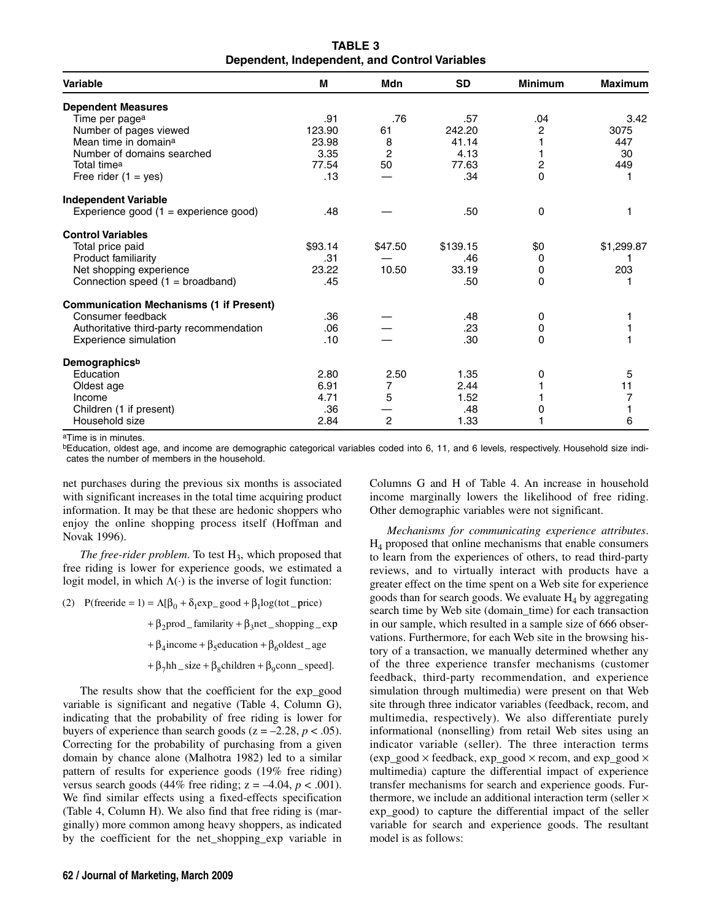**TABLE 3**
**Dependent, Independent, and Control Variables**

| Variable | M | Mdn | SD | Minimum | Maximum |
|---|---|---|---|---|---|
| **Dependent Measures** | | | | | |
| Time per page[a] | .91 | .76 | .57 | .04 | 3.42 |
| Number of pages viewed | 123.90 | 61 | 242.20 | 2 | 3075 |
| Mean time in domain[a] | 23.98 | 8 | 41.14 | 1 | 447 |
| Number of domains searched | 3.35 | 2 | 4.13 | 1 | 30 |
| Total time[a] | 77.54 | 50 | 77.63 | 2 | 449 |
| Free rider (1 = yes) | .13 | — | .34 | 0 | 1 |
| **Independent Variable** | | | | | |
| Experience good (1 = experience good) | .48 | — | .50 | 0 | 1 |
| **Control Variables** | | | | | |
| Total price paid | $93.14 | $47.50 | $139.15 | $0 | $1,299.87 |
| Product familiarity | .31 | — | .46 | 0 | 1 |
| Net shopping experience | 23.22 | 10.50 | 33.19 | 0 | 203 |
| Connection speed (1 = broadband) | .45 | | .50 | 0 | 1 |
| **Communication Mechanisms (1 if Present)** | | | | | |
| Consumer feedback | .36 | — | .48 | 0 | 1 |
| Authoritative third-party recommendation | .06 | — | .23 | 0 | 1 |
| Experience simulation | .10 | — | .30 | 0 | 1 |
| **Demographics[b]** | | | | | |
| Education | 2.80 | 2.50 | 1.35 | 0 | 5 |
| Oldest age | 6.91 | 7 | 2.44 | 1 | 11 |
| Income | 4.71 | 5 | 1.52 | 1 | 7 |
| Children (1 if present) | .36 | — | .48 | 0 | 1 |
| Household size | 2.84 | 2 | 1.33 | 1 | 6 |

[a]Time is in minutes.
[b]Education, oldest age, and income are demographic categorical variables coded into 6, 11, and 6 levels, respectively. Household size indicates the number of members in the household.

net purchases during the previous six months is associated with significant increases in the total time acquiring product information. It may be that these are hedonic shoppers who enjoy the online shopping process itself (Hoffman and Novak 1996).

*The free-rider problem*. To test $H_3$, which proposed that free riding is lower for experience goods, we estimated a logit model, in which $\Lambda(\cdot)$ is the inverse of logit function:

$$
\begin{aligned}
(2)\quad P(\text{freeride} = 1) = \Lambda[\beta_0 &+ \delta_1 \text{exp\_good} + \beta_1 \log(\text{tot\_price}) \\
&+ \beta_2 \text{prod\_familarity} + \beta_3 \text{net\_shopping\_exp} \\
&+ \beta_4 \text{income} + \beta_5 \text{education} + \beta_6 \text{oldest\_age} \\
&+ \beta_7 \text{hh\_size} + \beta_8 \text{children} + \beta_9 \text{conn\_speed}].
\end{aligned}
$$

The results show that the coefficient for the exp_good variable is significant and negative (Table 4, Column G), indicating that the probability of free riding is lower for buyers of experience than search goods ($z = -2.28$, $p < .05$). Correcting for the probability of purchasing from a given domain by chance alone (Malhotra 1982) led to a similar pattern of results for experience goods (19% free riding) versus search goods (44% free riding; $z = -4.04$, $p < .001$). We find similar effects using a fixed-effects specification (Table 4, Column H). We also find that free riding is (marginally) more common among heavy shoppers, as indicated by the coefficient for the net_shopping_exp variable in Columns G and H of Table 4. An increase in household income marginally lowers the likelihood of free riding. Other demographic variables were not significant.

*Mechanisms for communicating experience attributes*. $H_4$ proposed that online mechanisms that enable consumers to learn from the experiences of others, to read third-party reviews, and to virtually interact with products have a greater effect on the time spent on a Web site for experience goods than for search goods. We evaluate $H_4$ by aggregating search time by Web site (domain_time) for each transaction in our sample, which resulted in a sample size of 666 observations. Furthermore, for each Web site in the browsing history of a transaction, we manually determined whether any of the three experience transfer mechanisms (customer feedback, third-party recommendation, and experience simulation through multimedia) were present on that Web site through three indicator variables (feedback, recom, and multimedia, respectively). We also differentiate purely informational (nonselling) from retail Web sites using an indicator variable (seller). The three interaction terms (exp_good × feedback, exp_good × recom, and exp_good × multimedia) capture the differential impact of experience transfer mechanisms for search and experience goods. Furthermore, we include an additional interaction term (seller × exp_good) to capture the differential impact of the seller variable for search and experience goods. The resultant model is as follows: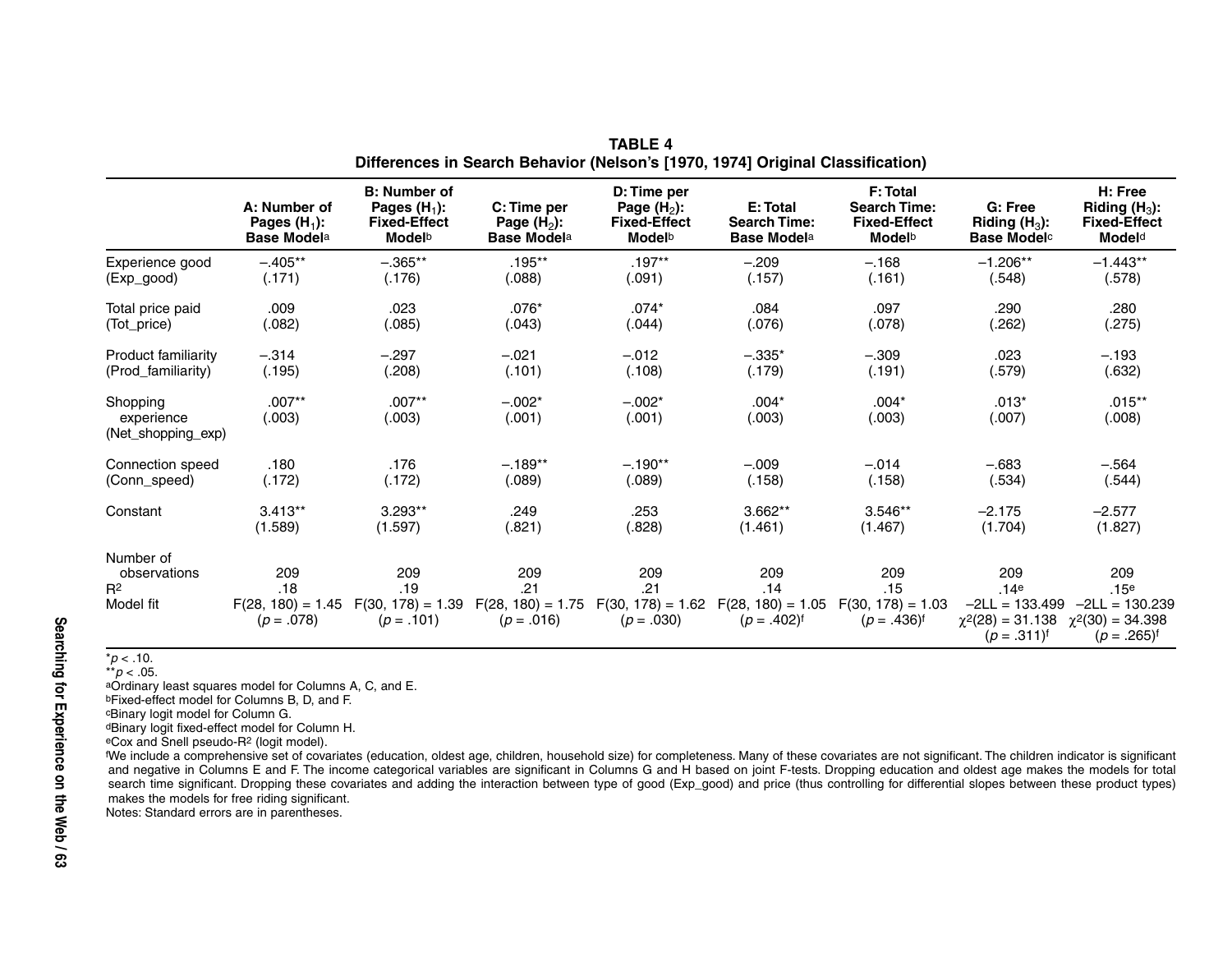**TABLE 4**
**Differences in Search Behavior (Nelson's [1970, 1974] Original Classification)**

| | A: Number of Pages ($H_1$): Base Model[a] | B: Number of Pages ($H_1$): Fixed-Effect Model[b] | C: Time per Page ($H_2$): Base Model[a] | D: Time per Page ($H_2$): Fixed-Effect Model[b] | E: Total Search Time: Base Model[a] | F: Total Search Time: Fixed-Effect Model[b] | G: Free Riding ($H_3$): Base Model[c] | H: Free Riding ($H_3$): Fixed-Effect Model[d] |
|---|---|---|---|---|---|---|---|---|
| Experience good (Exp_good) | –.405** (.171) | –.365** (.176) | .195** (.088) | .197** (.091) | –.209 (.157) | –.168 (.161) | –1.206** (.548) | –1.443** (.578) |
| Total price paid (Tot_price) | .009 (.082) | .023 (.085) | .076* (.043) | .074* (.044) | .084 (.076) | .097 (.078) | .290 (.262) | .280 (.275) |
| Product familiarity (Prod_familiarity) | –.314 (.195) | –.297 (.208) | –.021 (.101) | –.012 (.108) | –.335* (.179) | –.309 (.191) | .023 (.579) | –.193 (.632) |
| Shopping experience (Net_shopping_exp) | .007** (.003) | .007** (.003) | –.002* (.001) | –.002* (.001) | .004* (.003) | .004* (.003) | .013* (.007) | .015** (.008) |
| Connection speed (Conn_speed) | .180 (.172) | .176 (.172) | –.189** (.089) | –.190** (.089) | –.009 (.158) | –.014 (.158) | –.683 (.534) | –.564 (.544) |
| Constant | 3.413** (1.589) | 3.293** (1.597) | .249 (.821) | .253 (.828) | 3.662** (1.461) | 3.546** (1.467) | –2.175 (1.704) | –2.577 (1.827) |
| Number of observations | 209 | 209 | 209 | 209 | 209 | 209 | 209 | 209 |
| $R^2$ | .18 | .19 | .21 | .21 | .14 | .15 | .14[e] | .15[e] |
| Model fit | $F(28, 180) = 1.45$ ($p = .078$) | $F(30, 178) = 1.39$ ($p = .101$) | $F(28, 180) = 1.75$ ($p = .016$) | $F(30, 178) = 1.62$ ($p = .030$) | $F(28, 180) = 1.05$ ($p = .402$)[f] | $F(30, 178) = 1.03$ ($p = .436$)[f] | $-2LL = 133.499$ $\chi^2(28) = 31.138$ ($p = .311$)[f] | $-2LL = 130.239$ $\chi^2(30) = 34.398$ ($p = .265$)[f] |

*$p < .10$.
**$p < .05$.
[a]Ordinary least squares model for Columns A, C, and E.
[b]Fixed-effect model for Columns B, D, and F.
[c]Binary logit model for Column G.
[d]Binary logit fixed-effect model for Column H.
[e]Cox and Snell pseudo-$R^2$ (logit model).
[f]We include a comprehensive set of covariates (education, oldest age, children, household size) for completeness. Many of these covariates are not significant. The children indicator is significant and negative in Columns E and F. The income categorical variables are significant in Columns G and H based on joint F-tests. Dropping education and oldest age makes the models for total search time significant. Dropping these covariates and adding the interaction between type of good (Exp_good) and price (thus controlling for differential slopes between these product types) makes the models for free riding significant.
Notes: Standard errors are in parentheses.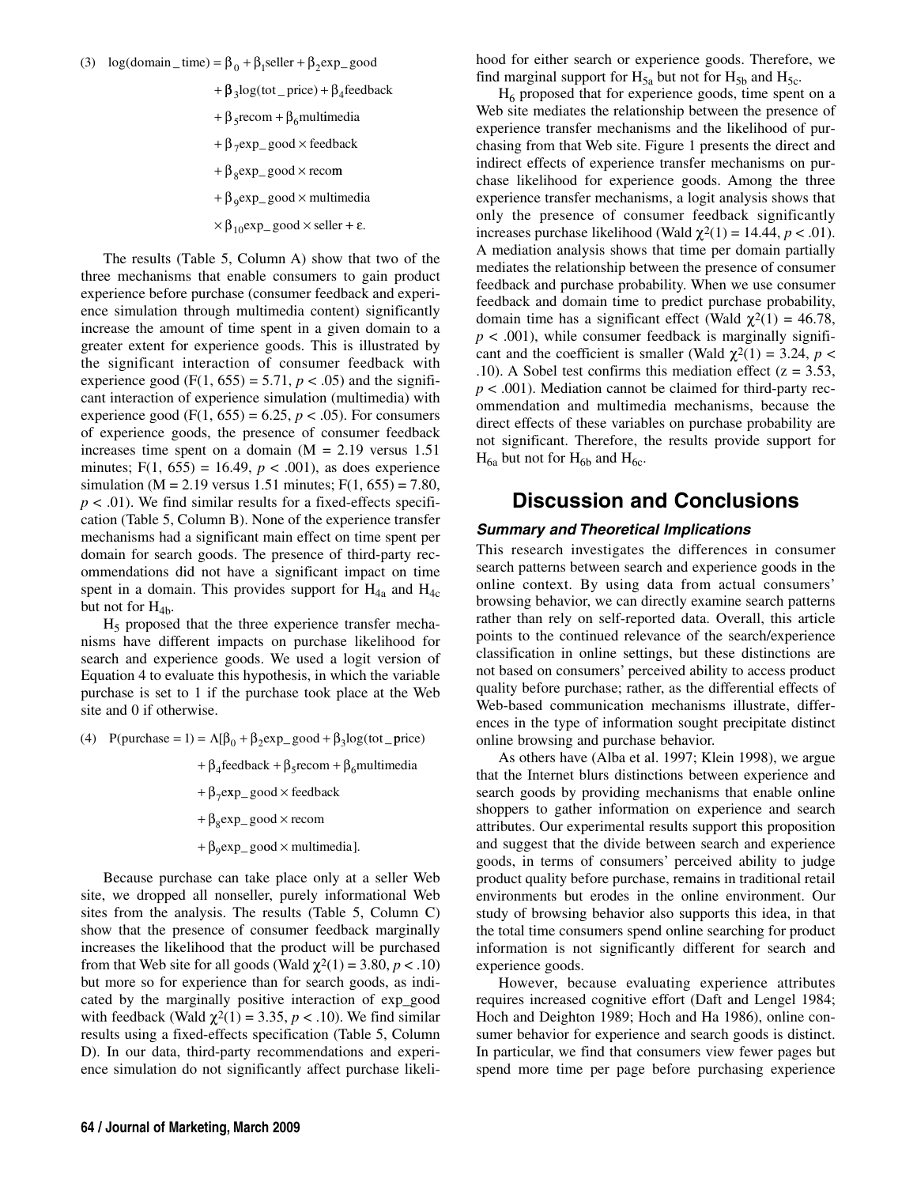$$
\begin{aligned}
(3)\quad \log(\text{domain\_time}) = {} & \beta_0 + \beta_1\text{seller} + \beta_2\text{exp\_good} \\
& + \beta_3\log(\text{tot\_price}) + \beta_4\text{feedback} \\
& + \beta_5\text{recom} + \beta_6\text{multimedia} \\
& + \beta_7\text{exp\_good} \times \text{feedback} \\
& + \beta_8\text{exp\_good} \times \text{recom} \\
& + \beta_9\text{exp\_good} \times \text{multimedia} \\
& \times \beta_{10}\text{exp\_good} \times \text{seller} + \varepsilon.
\end{aligned}
$$

The results (Table 5, Column A) show that two of the three mechanisms that enable consumers to gain product experience before purchase (consumer feedback and experience simulation through multimedia content) significantly increase the amount of time spent in a given domain to a greater extent for experience goods. This is illustrated by the significant interaction of consumer feedback with experience good ($F(1, 655) = 5.71$, $p < .05$) and the significant interaction of experience simulation (multimedia) with experience good ($F(1, 655) = 6.25$, $p < .05$). For consumers of experience goods, the presence of consumer feedback increases time spent on a domain ($M = 2.19$ versus 1.51 minutes; $F(1, 655) = 16.49$, $p < .001$), as does experience simulation ($M = 2.19$ versus 1.51 minutes; $F(1, 655) = 7.80$, $p < .01$). We find similar results for a fixed-effects specification (Table 5, Column B). None of the experience transfer mechanisms had a significant main effect on time spent per domain for search goods. The presence of third-party recommendations did not have a significant impact on time spent in a domain. This provides support for $H_{4a}$ and $H_{4c}$ but not for $H_{4b}$.

$H_5$ proposed that the three experience transfer mechanisms have different impacts on purchase likelihood for search and experience goods. We used a logit version of Equation 4 to evaluate this hypothesis, in which the variable purchase is set to 1 if the purchase took place at the Web site and 0 if otherwise.

$$
\begin{aligned}
(4)\quad P(\text{purchase} = 1) = \Lambda[ & \beta_0 + \beta_2\text{exp\_good} + \beta_3\log(\text{tot\_price}) \\
& + \beta_4\text{feedback} + \beta_5\text{recom} + \beta_6\text{multimedia} \\
& + \beta_7\text{exp\_good} \times \text{feedback} \\
& + \beta_8\text{exp\_good} \times \text{recom} \\
& + \beta_9\text{exp\_good} \times \text{multimedia}].
\end{aligned}
$$

Because purchase can take place only at a seller Web site, we dropped all nonseller, purely informational Web sites from the analysis. The results (Table 5, Column C) show that the presence of consumer feedback marginally increases the likelihood that the product will be purchased from that Web site for all goods (Wald $\chi^2(1) = 3.80$, $p < .10$) but more so for experience than for search goods, as indicated by the marginally positive interaction of exp_good with feedback (Wald $\chi^2(1) = 3.35$, $p < .10$). We find similar results using a fixed-effects specification (Table 5, Column D). In our data, third-party recommendations and experience simulation do not significantly affect purchase likelihood for either search or experience goods. Therefore, we find marginal support for $H_{5a}$ but not for $H_{5b}$ and $H_{5c}$.

$H_6$ proposed that for experience goods, time spent on a Web site mediates the relationship between the presence of experience transfer mechanisms and the likelihood of purchasing from that Web site. Figure 1 presents the direct and indirect effects of experience transfer mechanisms on purchase likelihood for experience goods. Among the three experience transfer mechanisms, a logit analysis shows that only the presence of consumer feedback significantly increases purchase likelihood (Wald $\chi^2(1) = 14.44$, $p < .01$). A mediation analysis shows that time per domain partially mediates the relationship between the presence of consumer feedback and purchase probability. When we use consumer feedback and domain time to predict purchase probability, domain time has a significant effect (Wald $\chi^2(1) = 46.78$, $p < .001$), while consumer feedback is marginally significant and the coefficient is smaller (Wald $\chi^2(1) = 3.24$, $p < .10$). A Sobel test confirms this mediation effect ($z = 3.53$, $p < .001$). Mediation cannot be claimed for third-party recommendation and multimedia mechanisms, because the direct effects of these variables on purchase probability are not significant. Therefore, the results provide support for $H_{6a}$ but not for $H_{6b}$ and $H_{6c}$.

# Discussion and Conclusions

## *Summary and Theoretical Implications*

This research investigates the differences in consumer search patterns between search and experience goods in the online context. By using data from actual consumers' browsing behavior, we can directly examine search patterns rather than rely on self-reported data. Overall, this article points to the continued relevance of the search/experience classification in online settings, but these distinctions are not based on consumers' perceived ability to access product quality before purchase; rather, as the differential effects of Web-based communication mechanisms illustrate, differences in the type of information sought precipitate distinct online browsing and purchase behavior.

As others have (Alba et al. 1997; Klein 1998), we argue that the Internet blurs distinctions between experience and search goods by providing mechanisms that enable online shoppers to gather information on experience and search attributes. Our experimental results support this proposition and suggest that the divide between search and experience goods, in terms of consumers' perceived ability to judge product quality before purchase, remains in traditional retail environments but erodes in the online environment. Our study of browsing behavior also supports this idea, in that the total time consumers spend online searching for product information is not significantly different for search and experience goods.

However, because evaluating experience attributes requires increased cognitive effort (Daft and Lengel 1984; Hoch and Deighton 1989; Hoch and Ha 1986), online consumer behavior for experience and search goods is distinct. In particular, we find that consumers view fewer pages but spend more time per page before purchasing experience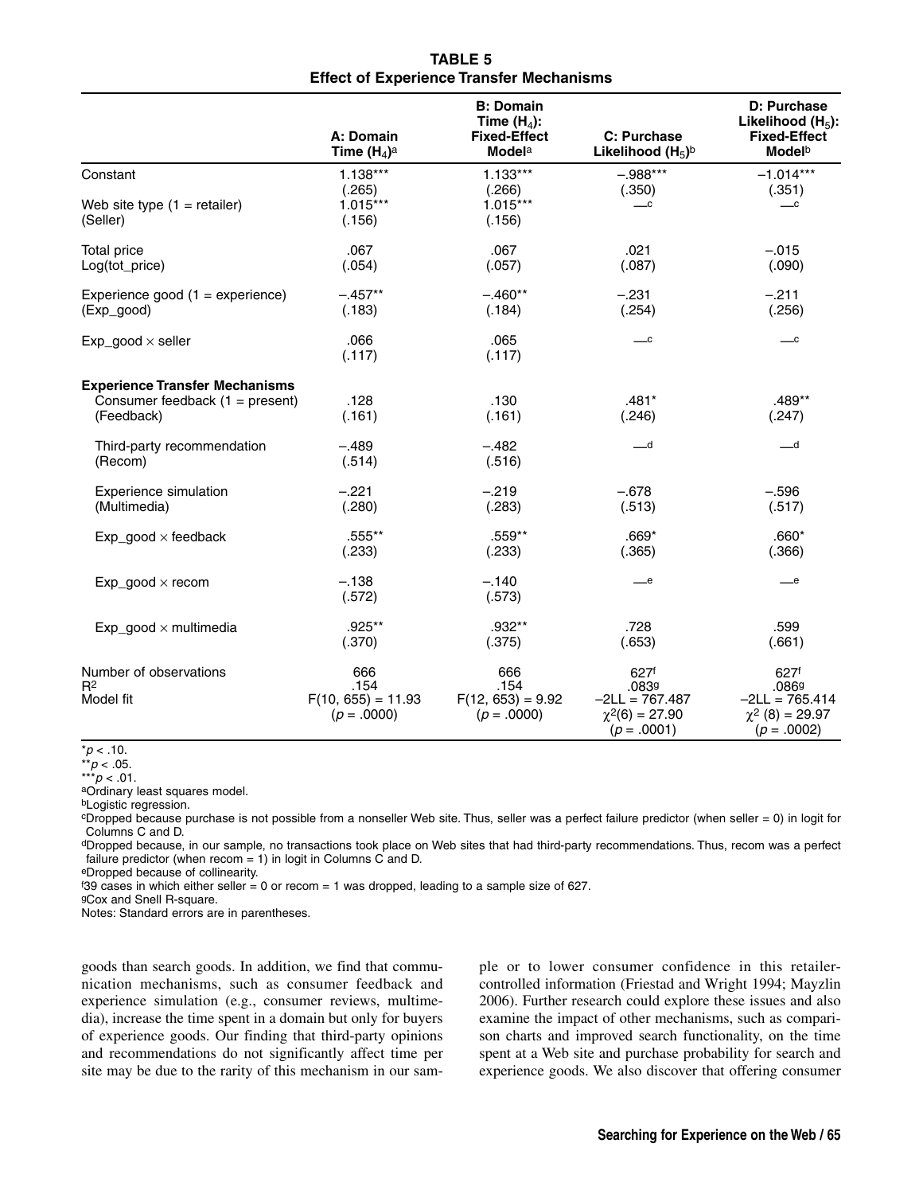**TABLE 5**
**Effect of Experience Transfer Mechanisms**

| | A: Domain Time ($H_4$)[a] | B: Domain Time ($H_4$): Fixed-Effect Model[a] | C: Purchase Likelihood ($H_5$)[b] | D: Purchase Likelihood ($H_5$): Fixed-Effect Model[b] |
|---|---|---|---|---|
| Constant | 1.138*** (.265) | 1.133*** (.266) | –.988*** (.350) | –1.014*** (.351) |
| Web site type (1 = retailer) (Seller) | 1.015*** (.156) | 1.015*** (.156) | —[c] | —[c] |
| Total price Log(tot_price) | .067 (.054) | .067 (.057) | .021 (.087) | –.015 (.090) |
| Experience good (1 = experience) (Exp_good) | –.457** (.183) | –.460** (.184) | –.231 (.254) | –.211 (.256) |
| Exp_good × seller | .066 (.117) | .065 (.117) | —[c] | —[c] |
| **Experience Transfer Mechanisms** | | | | |
| Consumer feedback (1 = present) (Feedback) | .128 (.161) | .130 (.161) | .481* (.246) | .489** (.247) |
| Third-party recommendation (Recom) | –.489 (.514) | –.482 (.516) | —[d] | —[d] |
| Experience simulation (Multimedia) | –.221 (.280) | –.219 (.283) | –.678 (.513) | –.596 (.517) |
| Exp_good × feedback | .555** (.233) | .559** (.233) | .669* (.365) | .660* (.366) |
| Exp_good × recom | –.138 (.572) | –.140 (.573) | —[e] | —[e] |
| Exp_good × multimedia | .925** (.370) | .932** (.375) | .728 (.653) | .599 (.661) |
| Number of observations | 666 | 666 | 627[f] | 627[f] |
| $R^2$ | .154 | .154 | .083[g] | .086[g] |
| Model fit | $F(10, 655) = 11.93$ ($p = .0000$) | $F(12, 653) = 9.92$ ($p = .0000$) | –2LL = 767.487 $\chi^2(6) = 27.90$ ($p = .0001$) | –2LL = 765.414 $\chi^2(8) = 29.97$ ($p = .0002$) |

*$p < .10$.
**$p < .05$.
***$p < .01$.
[a]Ordinary least squares model.
[b]Logistic regression.
[c]Dropped because purchase is not possible from a nonseller Web site. Thus, seller was a perfect failure predictor (when seller = 0) in logit for Columns C and D.
[d]Dropped because, in our sample, no transactions took place on Web sites that had third-party recommendations. Thus, recom was a perfect failure predictor (when recom = 1) in logit in Columns C and D.
[e]Dropped because of collinearity.
[f]39 cases in which either seller = 0 or recom = 1 was dropped, leading to a sample size of 627.
[g]Cox and Snell R-square.
Notes: Standard errors are in parentheses.

goods than search goods. In addition, we find that communication mechanisms, such as consumer feedback and experience simulation (e.g., consumer reviews, multimedia), increase the time spent in a domain but only for buyers of experience goods. Our finding that third-party opinions and recommendations do not significantly affect time per site may be due to the rarity of this mechanism in our sample or to lower consumer confidence in this retailer-controlled information (Friestad and Wright 1994; Mayzlin 2006). Further research could explore these issues and also examine the impact of other mechanisms, such as comparison charts and improved search functionality, on the time spent at a Web site and purchase probability for search and experience goods. We also discover that offering consumer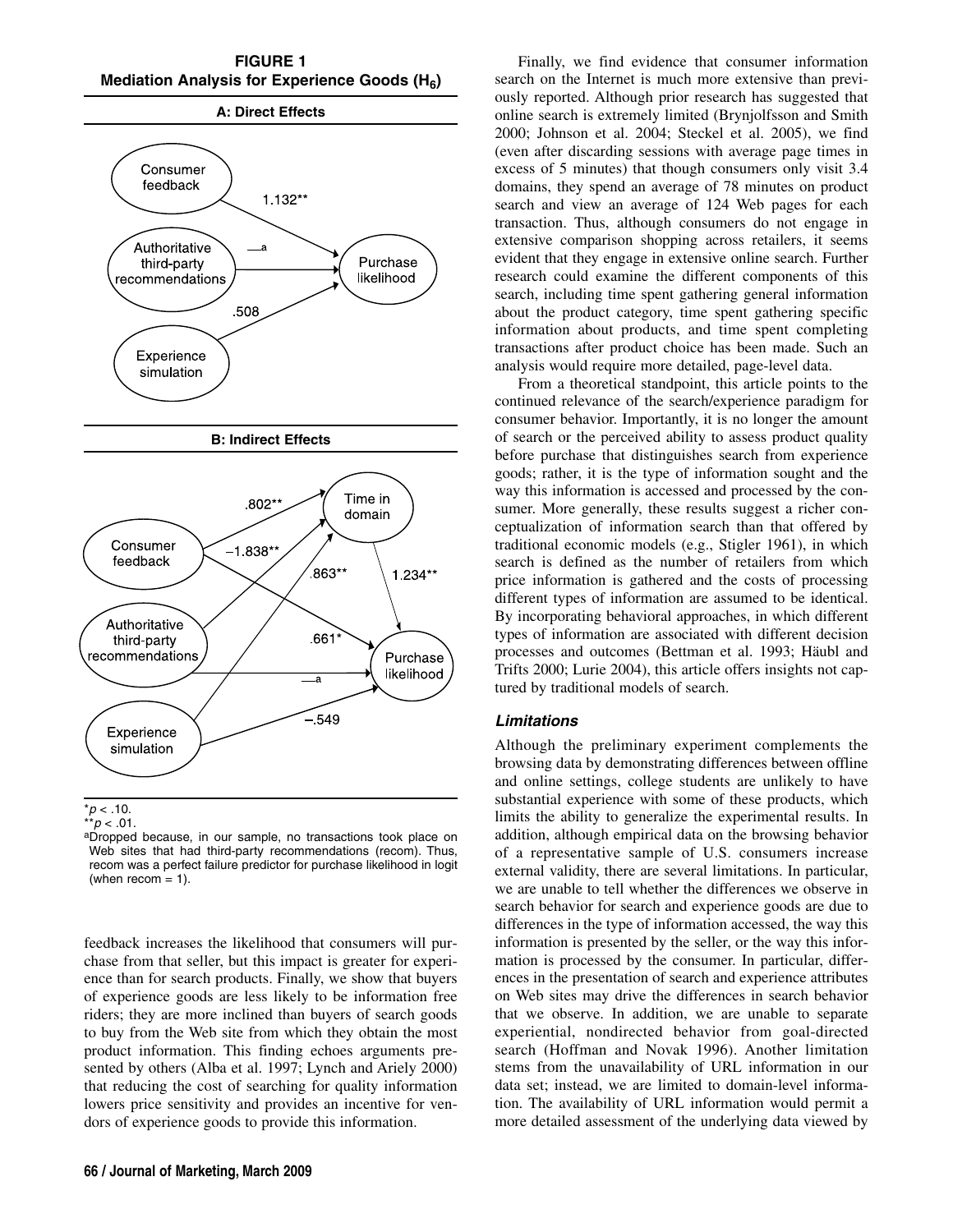**FIGURE 1**
**Mediation Analysis for Experience Goods ($H_6$)**

**A: Direct Effects**

Consumer feedback
1.132**
Authoritative third-party recommendations
—a
Purchase likelihood
.508
Experience simulation

**B: Indirect Effects**

Time in domain
.802**
Consumer feedback
–1.838**
.863**
1.234**
Authoritative third-party recommendations
.661*
Purchase likelihood
—a
–.549
Experience simulation

*$p < .10$.
**$p < .01$.
[a]Dropped because, in our sample, no transactions took place on Web sites that had third-party recommendations (recom). Thus, recom was a perfect failure predictor for purchase likelihood in logit (when recom = 1).

feedback increases the likelihood that consumers will purchase from that seller, but this impact is greater for experience than for search products. Finally, we show that buyers of experience goods are less likely to be information free riders; they are more inclined than buyers of search goods to buy from the Web site from which they obtain the most product information. This finding echoes arguments presented by others (Alba et al. 1997; Lynch and Ariely 2000) that reducing the cost of searching for quality information lowers price sensitivity and provides an incentive for vendors of experience goods to provide this information.

Finally, we find evidence that consumer information search on the Internet is much more extensive than previously reported. Although prior research has suggested that online search is extremely limited (Brynjolfsson and Smith 2000; Johnson et al. 2004; Steckel et al. 2005), we find (even after discarding sessions with average page times in excess of 5 minutes) that though consumers only visit 3.4 domains, they spend an average of 78 minutes on product search and view an average of 124 Web pages for each transaction. Thus, although consumers do not engage in extensive comparison shopping across retailers, it seems evident that they engage in extensive online search. Further research could examine the different components of this search, including time spent gathering general information about the product category, time spent gathering specific information about products, and time spent completing transactions after product choice has been made. Such an analysis would require more detailed, page-level data.

From a theoretical standpoint, this article points to the continued relevance of the search/experience paradigm for consumer behavior. Importantly, it is no longer the amount of search or the perceived ability to assess product quality before purchase that distinguishes search from experience goods; rather, it is the type of information sought and the way this information is accessed and processed by the consumer. More generally, these results suggest a richer conceptualization of information search than that offered by traditional economic models (e.g., Stigler 1961), in which search is defined as the number of retailers from which price information is gathered and the costs of processing different types of information are assumed to be identical. By incorporating behavioral approaches, in which different types of information are associated with different decision processes and outcomes (Bettman et al. 1993; Häubl and Trifts 2000; Lurie 2004), this article offers insights not captured by traditional models of search.

### *Limitations*

Although the preliminary experiment complements the browsing data by demonstrating differences between offline and online settings, college students are unlikely to have substantial experience with some of these products, which limits the ability to generalize the experimental results. In addition, although empirical data on the browsing behavior of a representative sample of U.S. consumers increase external validity, there are several limitations. In particular, we are unable to tell whether the differences we observe in search behavior for search and experience goods are due to differences in the type of information accessed, the way this information is presented by the seller, or the way this information is processed by the consumer. In particular, differences in the presentation of search and experience attributes on Web sites may drive the differences in search behavior that we observe. In addition, we are unable to separate experiential, nondirected behavior from goal-directed search (Hoffman and Novak 1996). Another limitation stems from the unavailability of URL information in our data set; instead, we are limited to domain-level information. The availability of URL information would permit a more detailed assessment of the underlying data viewed by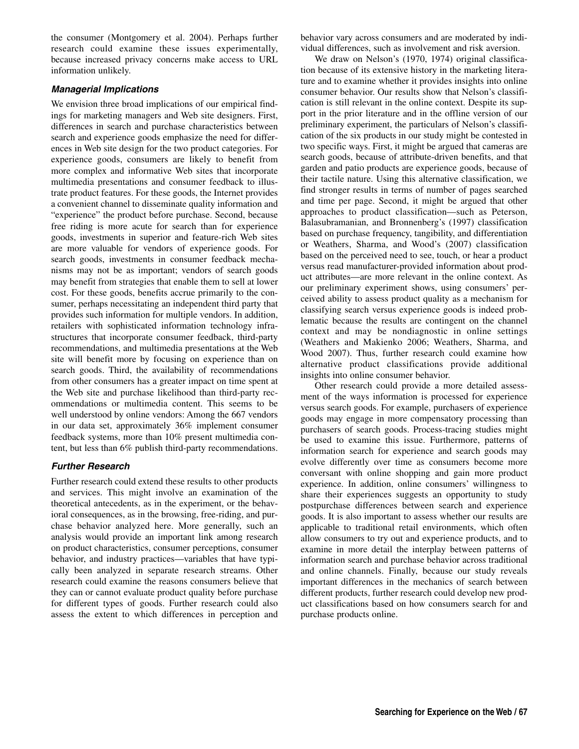the consumer (Montgomery et al. 2004). Perhaps further research could examine these issues experimentally, because increased privacy concerns make access to URL information unlikely.

### *Managerial Implications*

We envision three broad implications of our empirical findings for marketing managers and Web site designers. First, differences in search and purchase characteristics between search and experience goods emphasize the need for differences in Web site design for the two product categories. For experience goods, consumers are likely to benefit from more complex and informative Web sites that incorporate multimedia presentations and consumer feedback to illustrate product features. For these goods, the Internet provides a convenient channel to disseminate quality information and "experience" the product before purchase. Second, because free riding is more acute for search than for experience goods, investments in superior and feature-rich Web sites are more valuable for vendors of experience goods. For search goods, investments in consumer feedback mechanisms may not be as important; vendors of search goods may benefit from strategies that enable them to sell at lower cost. For these goods, benefits accrue primarily to the consumer, perhaps necessitating an independent third party that provides such information for multiple vendors. In addition, retailers with sophisticated information technology infrastructures that incorporate consumer feedback, third-party recommendations, and multimedia presentations at the Web site will benefit more by focusing on experience than on search goods. Third, the availability of recommendations from other consumers has a greater impact on time spent at the Web site and purchase likelihood than third-party recommendations or multimedia content. This seems to be well understood by online vendors: Among the 667 vendors in our data set, approximately 36% implement consumer feedback systems, more than 10% present multimedia content, but less than 6% publish third-party recommendations.

### *Further Research*

Further research could extend these results to other products and services. This might involve an examination of the theoretical antecedents, as in the experiment, or the behavioral consequences, as in the browsing, free-riding, and purchase behavior analyzed here. More generally, such an analysis would provide an important link among research on product characteristics, consumer perceptions, consumer behavior, and industry practices—variables that have typically been analyzed in separate research streams. Other research could examine the reasons consumers believe that they can or cannot evaluate product quality before purchase for different types of goods. Further research could also assess the extent to which differences in perception and behavior vary across consumers and are moderated by individual differences, such as involvement and risk aversion.

We draw on Nelson's (1970, 1974) original classification because of its extensive history in the marketing literature and to examine whether it provides insights into online consumer behavior. Our results show that Nelson's classification is still relevant in the online context. Despite its support in the prior literature and in the offline version of our preliminary experiment, the particulars of Nelson's classification of the six products in our study might be contested in two specific ways. First, it might be argued that cameras are search goods, because of attribute-driven benefits, and that garden and patio products are experience goods, because of their tactile nature. Using this alternative classification, we find stronger results in terms of number of pages searched and time per page. Second, it might be argued that other approaches to product classification—such as Peterson, Balasubramanian, and Bronnenberg's (1997) classification based on purchase frequency, tangibility, and differentiation or Weathers, Sharma, and Wood's (2007) classification based on the perceived need to see, touch, or hear a product versus read manufacturer-provided information about product attributes—are more relevant in the online context. As our preliminary experiment shows, using consumers' perceived ability to assess product quality as a mechanism for classifying search versus experience goods is indeed problematic because the results are contingent on the channel context and may be nondiagnostic in online settings (Weathers and Makienko 2006; Weathers, Sharma, and Wood 2007). Thus, further research could examine how alternative product classifications provide additional insights into online consumer behavior.

Other research could provide a more detailed assessment of the ways information is processed for experience versus search goods. For example, purchasers of experience goods may engage in more compensatory processing than purchasers of search goods. Process-tracing studies might be used to examine this issue. Furthermore, patterns of information search for experience and search goods may evolve differently over time as consumers become more conversant with online shopping and gain more product experience. In addition, online consumers' willingness to share their experiences suggests an opportunity to study postpurchase differences between search and experience goods. It is also important to assess whether our results are applicable to traditional retail environments, which often allow consumers to try out and experience products, and to examine in more detail the interplay between patterns of information search and purchase behavior across traditional and online channels. Finally, because our study reveals important differences in the mechanics of search between different products, further research could develop new product classifications based on how consumers search for and purchase products online.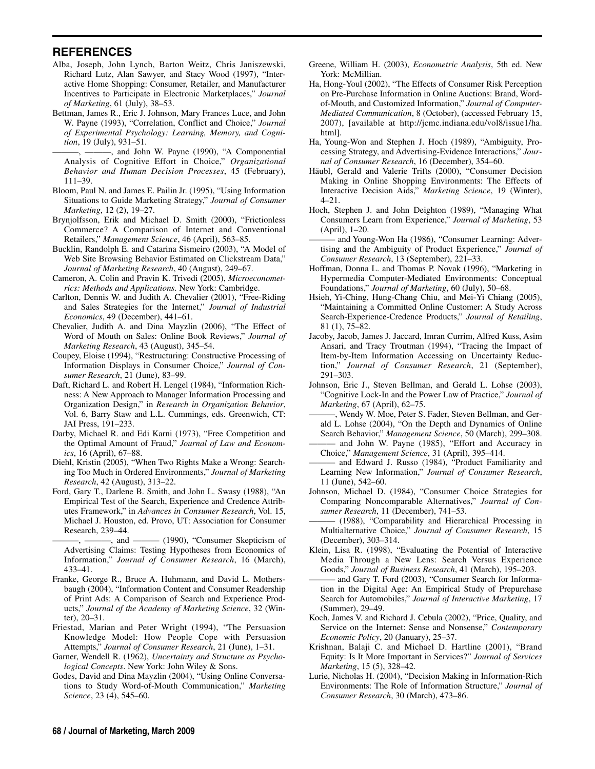## REFERENCES

Alba, Joseph, John Lynch, Barton Weitz, Chris Janiszewski, Richard Lutz, Alan Sawyer, and Stacy Wood (1997), "Interactive Home Shopping: Consumer, Retailer, and Manufacturer Incentives to Participate in Electronic Marketplaces," *Journal of Marketing*, 61 (July), 38–53.

Bettman, James R., Eric J. Johnson, Mary Frances Luce, and John W. Payne (1993), "Correlation, Conflict and Choice," *Journal of Experimental Psychology: Learning, Memory, and Cognition*, 19 (July), 931–51.

———, ———, and John W. Payne (1990), "A Componential Analysis of Cognitive Effort in Choice," *Organizational Behavior and Human Decision Processes*, 45 (February), 111–39.

Bloom, Paul N. and James E. Pailin Jr. (1995), "Using Information Situations to Guide Marketing Strategy," *Journal of Consumer Marketing*, 12 (2), 19–27.

Brynjolfsson, Erik and Michael D. Smith (2000), "Frictionless Commerce? A Comparison of Internet and Conventional Retailers," *Management Science*, 46 (April), 563–85.

Bucklin, Randolph E. and Catarina Sismeiro (2003), "A Model of Web Site Browsing Behavior Estimated on Clickstream Data," *Journal of Marketing Research*, 40 (August), 249–67.

Cameron, A. Colin and Pravin K. Trivedi (2005), *Microeconometrics: Methods and Applications*. New York: Cambridge.

Carlton, Dennis W. and Judith A. Chevalier (2001), "Free-Riding and Sales Strategies for the Internet," *Journal of Industrial Economics*, 49 (December), 441–61.

Chevalier, Judith A. and Dina Mayzlin (2006), "The Effect of Word of Mouth on Sales: Online Book Reviews," *Journal of Marketing Research*, 43 (August), 345–54.

Coupey, Eloise (1994), "Restructuring: Constructive Processing of Information Displays in Consumer Choice," *Journal of Consumer Research*, 21 (June), 83–99.

Daft, Richard L. and Robert H. Lengel (1984), "Information Richness: A New Approach to Manager Information Processing and Organization Design," in *Research in Organization Behavior*, Vol. 6, Barry Staw and L.L. Cummings, eds. Greenwich, CT: JAI Press, 191–233.

Darby, Michael R. and Edi Karni (1973), "Free Competition and the Optimal Amount of Fraud," *Journal of Law and Economics*, 16 (April), 67–88.

Diehl, Kristin (2005), "When Two Rights Make a Wrong: Searching Too Much in Ordered Environments," *Journal of Marketing Research*, 42 (August), 313–22.

Ford, Gary T., Darlene B. Smith, and John L. Swasy (1988), "An Empirical Test of the Search, Experience and Credence Attributes Framework," in *Advances in Consumer Research*, Vol. 15, Michael J. Houston, ed. Provo, UT: Association for Consumer Research, 239–44.

———, ———, and ——— (1990), "Consumer Skepticism of Advertising Claims: Testing Hypotheses from Economics of Information," *Journal of Consumer Research*, 16 (March), 433–41.

Franke, George R., Bruce A. Huhmann, and David L. Mothersbaugh (2004), "Information Content and Consumer Readership of Print Ads: A Comparison of Search and Experience Products," *Journal of the Academy of Marketing Science*, 32 (Winter), 20–31.

Friestad, Marian and Peter Wright (1994), "The Persuasion Knowledge Model: How People Cope with Persuasion Attempts," *Journal of Consumer Research*, 21 (June), 1–31.

Garner, Wendell R. (1962), *Uncertainty and Structure as Psychological Concepts*. New York: John Wiley & Sons.

Godes, David and Dina Mayzlin (2004), "Using Online Conversations to Study Word-of-Mouth Communication," *Marketing Science*, 23 (4), 545–60.

Greene, William H. (2003), *Econometric Analysis*, 5th ed. New York: McMillian.

Ha, Hong-Youl (2002), "The Effects of Consumer Risk Perception on Pre-Purchase Information in Online Auctions: Brand, Word-of-Mouth, and Customized Information," *Journal of Computer-Mediated Communication*, 8 (October), (accessed February 15, 2007), [available at http://jcmc.indiana.edu/vol8/issue1/ha.html].

Ha, Young-Won and Stephen J. Hoch (1989), "Ambiguity, Processing Strategy, and Advertising-Evidence Interactions," *Journal of Consumer Research*, 16 (December), 354–60.

Häubl, Gerald and Valerie Trifts (2000), "Consumer Decision Making in Online Shopping Environments: The Effects of Interactive Decision Aids," *Marketing Science*, 19 (Winter), 4–21.

Hoch, Stephen J. and John Deighton (1989), "Managing What Consumers Learn from Experience," *Journal of Marketing*, 53 (April), 1–20.

——— and Young-Won Ha (1986), "Consumer Learning: Advertising and the Ambiguity of Product Experience," *Journal of Consumer Research*, 13 (September), 221–33.

Hoffman, Donna L. and Thomas P. Novak (1996), "Marketing in Hypermedia Computer-Mediated Environments: Conceptual Foundations," *Journal of Marketing*, 60 (July), 50–68.

Hsieh, Yi-Ching, Hung-Chang Chiu, and Mei-Yi Chiang (2005), "Maintaining a Committed Online Customer: A Study Across Search-Experience-Credence Products," *Journal of Retailing*, 81 (1), 75–82.

Jacoby, Jacob, James J. Jaccard, Imran Currim, Alfred Kuss, Asim Ansari, and Tracy Troutman (1994), "Tracing the Impact of Item-by-Item Information Accessing on Uncertainty Reduction," *Journal of Consumer Research*, 21 (September), 291–303.

Johnson, Eric J., Steven Bellman, and Gerald L. Lohse (2003), "Cognitive Lock-In and the Power Law of Practice," *Journal of Marketing*, 67 (April), 62–75.

———, Wendy W. Moe, Peter S. Fader, Steven Bellman, and Gerald L. Lohse (2004), "On the Depth and Dynamics of Online Search Behavior," *Management Science*, 50 (March), 299–308.

——— and John W. Payne (1985), "Effort and Accuracy in Choice," *Management Science*, 31 (April), 395–414.

——— and Edward J. Russo (1984), "Product Familiarity and Learning New Information," *Journal of Consumer Research*, 11 (June), 542–60.

Johnson, Michael D. (1984), "Consumer Choice Strategies for Comparing Noncomparable Alternatives," *Journal of Consumer Research*, 11 (December), 741–53.

——— (1988), "Comparability and Hierarchical Processing in Multialternative Choice," *Journal of Consumer Research*, 15 (December), 303–314.

Klein, Lisa R. (1998), "Evaluating the Potential of Interactive Media Through a New Lens: Search Versus Experience Goods," *Journal of Business Research*, 41 (March), 195–203.

——— and Gary T. Ford (2003), "Consumer Search for Information in the Digital Age: An Empirical Study of Prepurchase Search for Automobiles," *Journal of Interactive Marketing*, 17 (Summer), 29–49.

Koch, James V. and Richard J. Cebula (2002), "Price, Quality, and Service on the Internet: Sense and Nonsense," *Contemporary Economic Policy*, 20 (January), 25–37.

Krishnan, Balaji C. and Michael D. Hartline (2001), "Brand Equity: Is It More Important in Services?" *Journal of Services Marketing*, 15 (5), 328–42.

Lurie, Nicholas H. (2004), "Decision Making in Information-Rich Environments: The Role of Information Structure," *Journal of Consumer Research*, 30 (March), 473–86.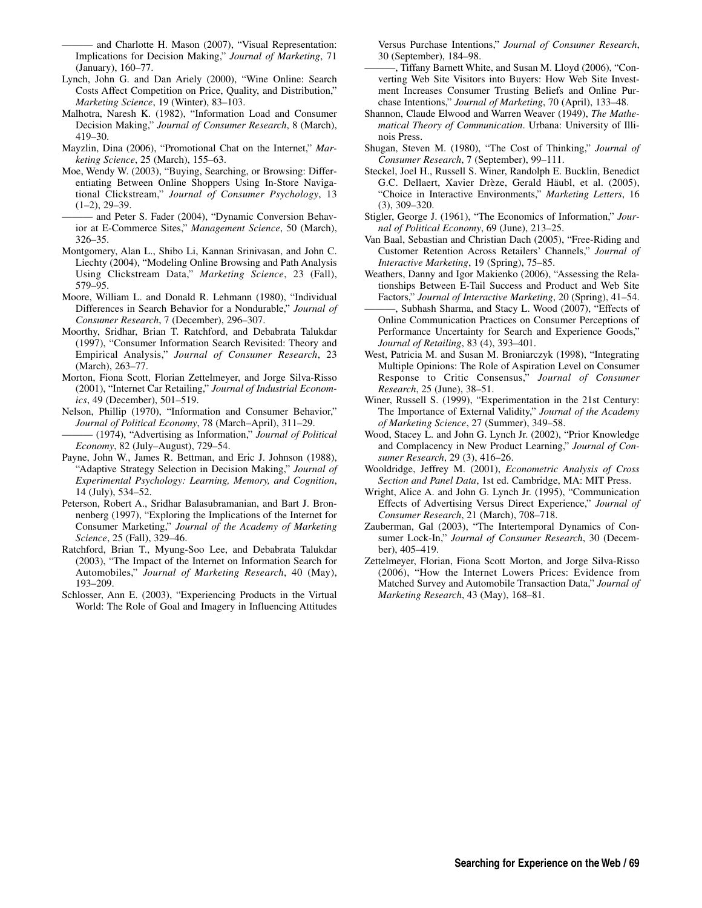——— and Charlotte H. Mason (2007), "Visual Representation: Implications for Decision Making," *Journal of Marketing*, 71 (January), 160–77.

Lynch, John G. and Dan Ariely (2000), "Wine Online: Search Costs Affect Competition on Price, Quality, and Distribution," *Marketing Science*, 19 (Winter), 83–103.

Malhotra, Naresh K. (1982), "Information Load and Consumer Decision Making," *Journal of Consumer Research*, 8 (March), 419–30.

Mayzlin, Dina (2006), "Promotional Chat on the Internet," *Marketing Science*, 25 (March), 155–63.

Moe, Wendy W. (2003), "Buying, Searching, or Browsing: Differentiating Between Online Shoppers Using In-Store Navigational Clickstream," *Journal of Consumer Psychology*, 13 (1–2), 29–39.

——— and Peter S. Fader (2004), "Dynamic Conversion Behavior at E-Commerce Sites," *Management Science*, 50 (March), 326–35.

Montgomery, Alan L., Shibo Li, Kannan Srinivasan, and John C. Liechty (2004), "Modeling Online Browsing and Path Analysis Using Clickstream Data," *Marketing Science*, 23 (Fall), 579–95.

Moore, William L. and Donald R. Lehmann (1980), "Individual Differences in Search Behavior for a Nondurable," *Journal of Consumer Research*, 7 (December), 296–307.

Moorthy, Sridhar, Brian T. Ratchford, and Debabrata Talukdar (1997), "Consumer Information Search Revisited: Theory and Empirical Analysis," *Journal of Consumer Research*, 23 (March), 263–77.

Morton, Fiona Scott, Florian Zettelmeyer, and Jorge Silva-Risso (2001), "Internet Car Retailing," *Journal of Industrial Economics*, 49 (December), 501–519.

Nelson, Phillip (1970), "Information and Consumer Behavior," *Journal of Political Economy*, 78 (March–April), 311–29.

——— (1974), "Advertising as Information," *Journal of Political Economy*, 82 (July–August), 729–54.

Payne, John W., James R. Bettman, and Eric J. Johnson (1988), "Adaptive Strategy Selection in Decision Making," *Journal of Experimental Psychology: Learning, Memory, and Cognition*, 14 (July), 534–52.

Peterson, Robert A., Sridhar Balasubramanian, and Bart J. Bronnenberg (1997), "Exploring the Implications of the Internet for Consumer Marketing," *Journal of the Academy of Marketing Science*, 25 (Fall), 329–46.

Ratchford, Brian T., Myung-Soo Lee, and Debabrata Talukdar (2003), "The Impact of the Internet on Information Search for Automobiles," *Journal of Marketing Research*, 40 (May), 193–209.

Schlosser, Ann E. (2003), "Experiencing Products in the Virtual World: The Role of Goal and Imagery in Influencing Attitudes Versus Purchase Intentions," *Journal of Consumer Research*, 30 (September), 184–98.

———, Tiffany Barnett White, and Susan M. Lloyd (2006), "Converting Web Site Visitors into Buyers: How Web Site Investment Increases Consumer Trusting Beliefs and Online Purchase Intentions," *Journal of Marketing*, 70 (April), 133–48.

Shannon, Claude Elwood and Warren Weaver (1949), *The Mathematical Theory of Communication*. Urbana: University of Illinois Press.

Shugan, Steven M. (1980), "The Cost of Thinking," *Journal of Consumer Research*, 7 (September), 99–111.

Steckel, Joel H., Russell S. Winer, Randolph E. Bucklin, Benedict G.C. Dellaert, Xavier Drèze, Gerald Häubl, et al. (2005), "Choice in Interactive Environments," *Marketing Letters*, 16 (3), 309–320.

Stigler, George J. (1961), "The Economics of Information," *Journal of Political Economy*, 69 (June), 213–25.

Van Baal, Sebastian and Christian Dach (2005), "Free-Riding and Customer Retention Across Retailers' Channels," *Journal of Interactive Marketing*, 19 (Spring), 75–85.

Weathers, Danny and Igor Makienko (2006), "Assessing the Relationships Between E-Tail Success and Product and Web Site Factors," *Journal of Interactive Marketing*, 20 (Spring), 41–54.

———, Subhash Sharma, and Stacy L. Wood (2007), "Effects of Online Communication Practices on Consumer Perceptions of Performance Uncertainty for Search and Experience Goods," *Journal of Retailing*, 83 (4), 393–401.

West, Patricia M. and Susan M. Broniarczyk (1998), "Integrating Multiple Opinions: The Role of Aspiration Level on Consumer Response to Critic Consensus," *Journal of Consumer Research*, 25 (June), 38–51.

Winer, Russell S. (1999), "Experimentation in the 21st Century: The Importance of External Validity," *Journal of the Academy of Marketing Science*, 27 (Summer), 349–58.

Wood, Stacey L. and John G. Lynch Jr. (2002), "Prior Knowledge and Complacency in New Product Learning," *Journal of Consumer Research*, 29 (3), 416–26.

Wooldridge, Jeffrey M. (2001), *Econometric Analysis of Cross Section and Panel Data*, 1st ed. Cambridge, MA: MIT Press.

Wright, Alice A. and John G. Lynch Jr. (1995), "Communication Effects of Advertising Versus Direct Experience," *Journal of Consumer Research*, 21 (March), 708–718.

Zauberman, Gal (2003), "The Intertemporal Dynamics of Consumer Lock-In," *Journal of Consumer Research*, 30 (December), 405–419.

Zettelmeyer, Florian, Fiona Scott Morton, and Jorge Silva-Risso (2006), "How the Internet Lowers Prices: Evidence from Matched Survey and Automobile Transaction Data," *Journal of Marketing Research*, 43 (May), 168–81.